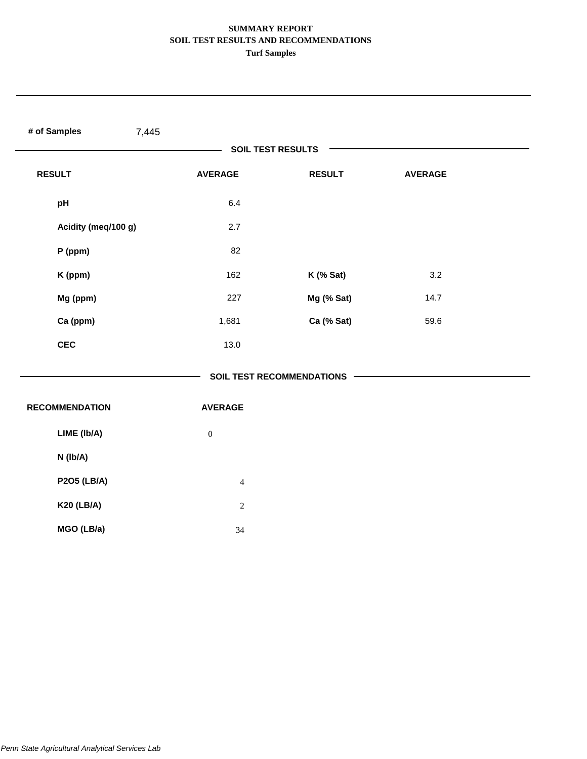# SUMMARY REPORT
## SOIL TEST RESULTS AND RECOMMENDATIONS
### Turf Samples

**# of Samples** 7,445

**SOIL TEST RESULTS**

| RESULT | AVERAGE | RESULT | AVERAGE |
|---|---|---|---|
| pH | 6.4 | | |
| Acidity (meq/100 g) | 2.7 | | |
| P (ppm) | 82 | | |
| K (ppm) | 162 | K (% Sat) | 3.2 |
| Mg (ppm) | 227 | Mg (% Sat) | 14.7 |
| Ca (ppm) | 1,681 | Ca (% Sat) | 59.6 |
| CEC | 13.0 | | |

**SOIL TEST RECOMMENDATIONS**

| RECOMMENDATION | AVERAGE |
|---|---|
| LIME (lb/A) | 0 |
| N (lb/A) | |
| P2O5 (LB/A) | 4 |
| K20 (LB/A) | 2 |
| MGO (LB/a) | 34 |

*Penn State Agricultural Analytical Services Lab*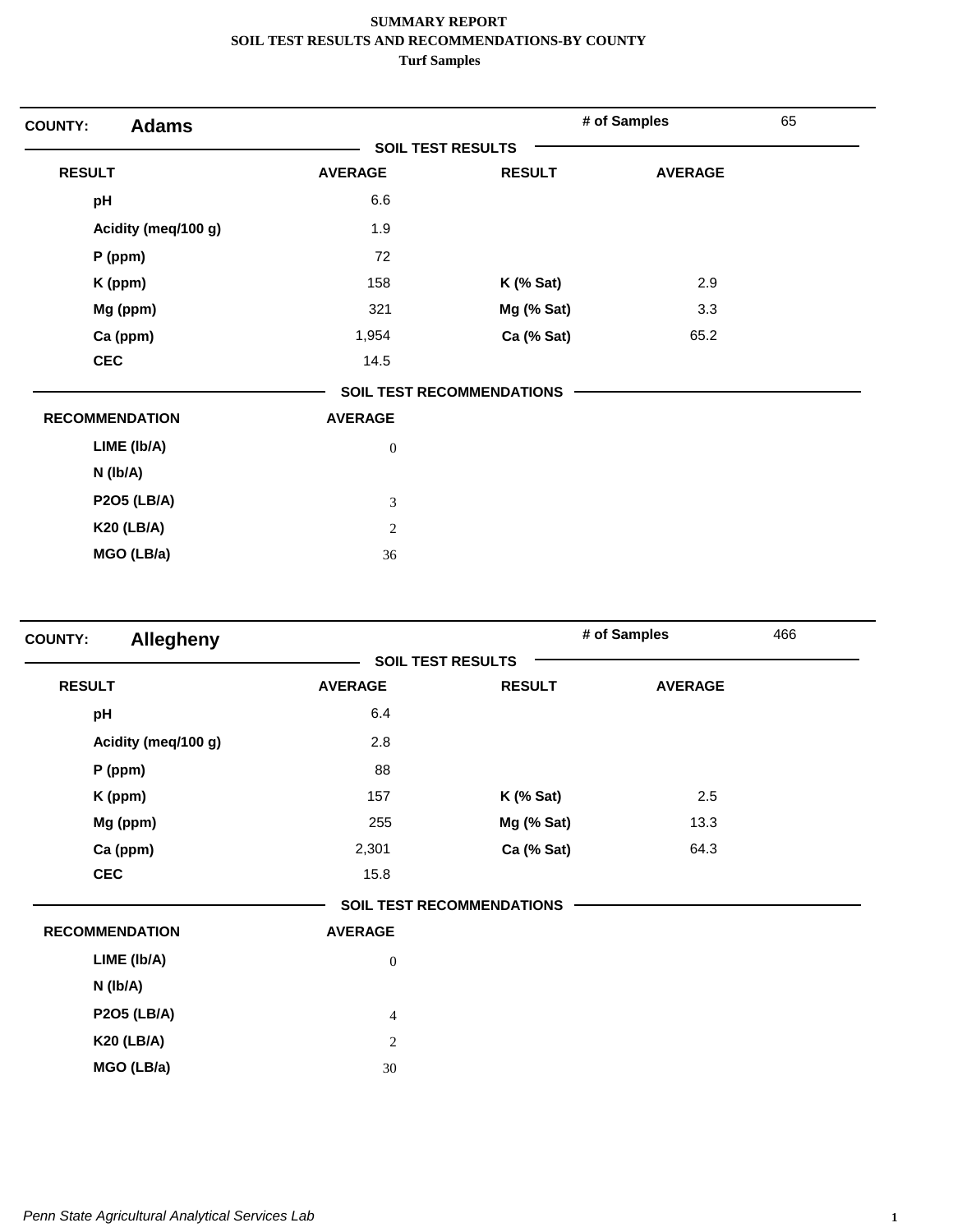**SUMMARY REPORT**
**SOIL TEST RESULTS AND RECOMMENDATIONS-BY COUNTY**
**Turf Samples**

## COUNTY: Adams

**# of Samples:** 65

**SOIL TEST RESULTS**

| RESULT | AVERAGE | RESULT | AVERAGE |
|---|---|---|---|
| pH | 6.6 | | |
| Acidity (meq/100 g) | 1.9 | | |
| P (ppm) | 72 | | |
| K (ppm) | 158 | K (% Sat) | 2.9 |
| Mg (ppm) | 321 | Mg (% Sat) | 3.3 |
| Ca (ppm) | 1,954 | Ca (% Sat) | 65.2 |
| CEC | 14.5 | | |

**SOIL TEST RECOMMENDATIONS**

| RECOMMENDATION | AVERAGE |
|---|---|
| LIME (lb/A) | 0 |
| N (lb/A) | |
| P2O5 (LB/A) | 3 |
| K20 (LB/A) | 2 |
| MGO (LB/a) | 36 |

## COUNTY: Allegheny

**# of Samples:** 466

**SOIL TEST RESULTS**

| RESULT | AVERAGE | RESULT | AVERAGE |
|---|---|---|---|
| pH | 6.4 | | |
| Acidity (meq/100 g) | 2.8 | | |
| P (ppm) | 88 | | |
| K (ppm) | 157 | K (% Sat) | 2.5 |
| Mg (ppm) | 255 | Mg (% Sat) | 13.3 |
| Ca (ppm) | 2,301 | Ca (% Sat) | 64.3 |
| CEC | 15.8 | | |

**SOIL TEST RECOMMENDATIONS**

| RECOMMENDATION | AVERAGE |
|---|---|
| LIME (lb/A) | 0 |
| N (lb/A) | |
| P2O5 (LB/A) | 4 |
| K20 (LB/A) | 2 |
| MGO (LB/a) | 30 |

*Penn State Agricultural Analytical Services Lab*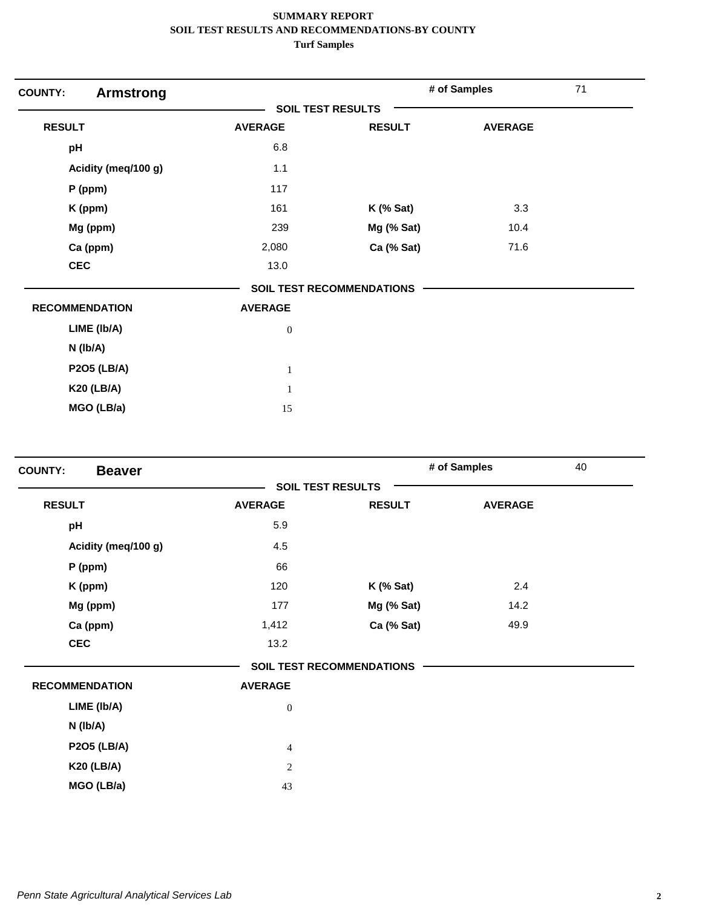**SUMMARY REPORT**
**SOIL TEST RESULTS AND RECOMMENDATIONS-BY COUNTY**
**Turf Samples**

## COUNTY: Armstrong

**# of Samples** 71

### SOIL TEST RESULTS

| RESULT | AVERAGE | RESULT | AVERAGE |
|---|---|---|---|
| pH | 6.8 | | |
| Acidity (meq/100 g) | 1.1 | | |
| P (ppm) | 117 | | |
| K (ppm) | 161 | K (% Sat) | 3.3 |
| Mg (ppm) | 239 | Mg (% Sat) | 10.4 |
| Ca (ppm) | 2,080 | Ca (% Sat) | 71.6 |
| CEC | 13.0 | | |

### SOIL TEST RECOMMENDATIONS

| RECOMMENDATION | AVERAGE |
|---|---|
| LIME (lb/A) | 0 |
| N (lb/A) | |
| P2O5 (LB/A) | 1 |
| K20 (LB/A) | 1 |
| MGO (LB/a) | 15 |

## COUNTY: Beaver

**# of Samples** 40

### SOIL TEST RESULTS

| RESULT | AVERAGE | RESULT | AVERAGE |
|---|---|---|---|
| pH | 5.9 | | |
| Acidity (meq/100 g) | 4.5 | | |
| P (ppm) | 66 | | |
| K (ppm) | 120 | K (% Sat) | 2.4 |
| Mg (ppm) | 177 | Mg (% Sat) | 14.2 |
| Ca (ppm) | 1,412 | Ca (% Sat) | 49.9 |
| CEC | 13.2 | | |

### SOIL TEST RECOMMENDATIONS

| RECOMMENDATION | AVERAGE |
|---|---|
| LIME (lb/A) | 0 |
| N (lb/A) | |
| P2O5 (LB/A) | 4 |
| K20 (LB/A) | 2 |
| MGO (LB/a) | 43 |

*Penn State Agricultural Analytical Services Lab*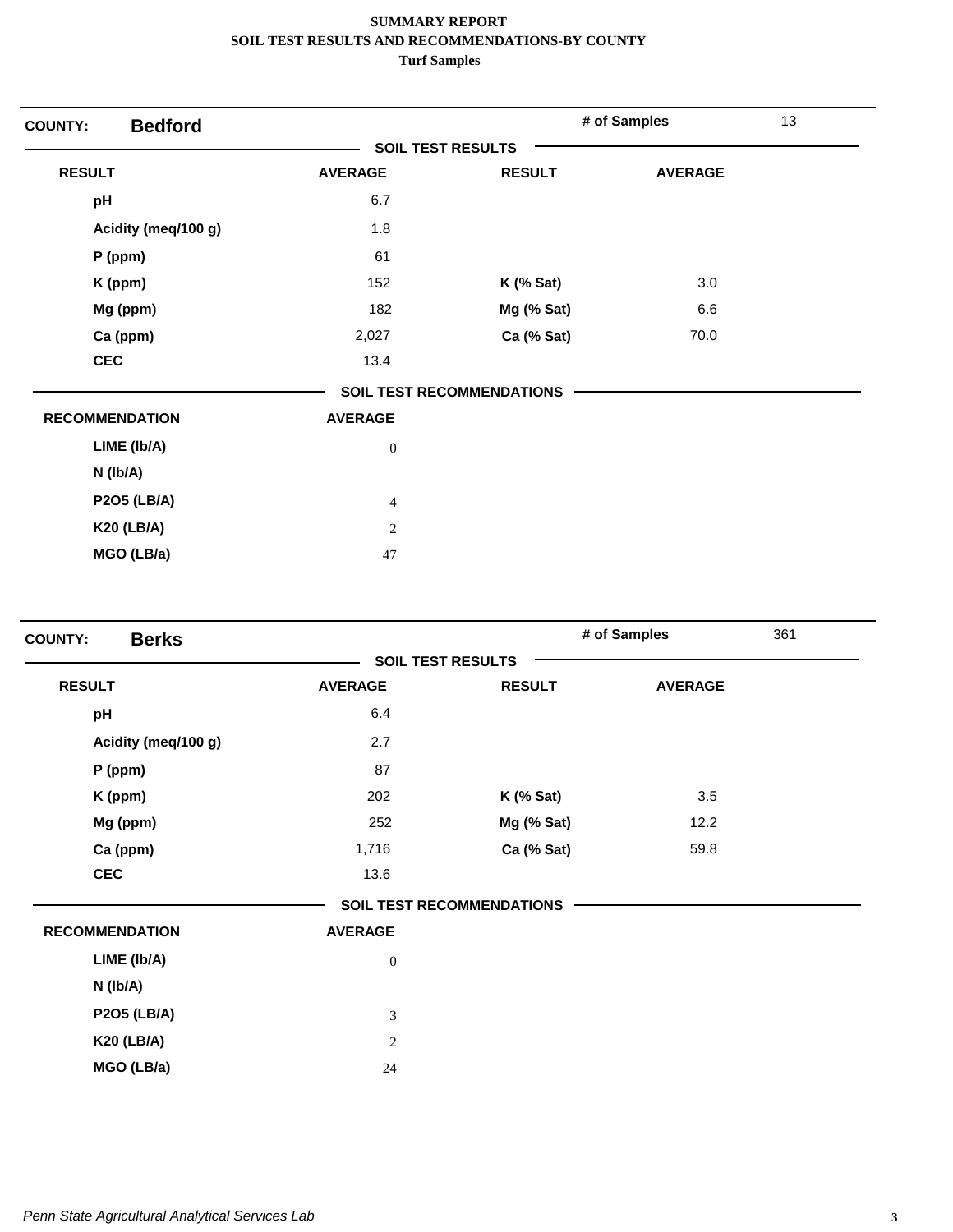**SUMMARY REPORT**
**SOIL TEST RESULTS AND RECOMMENDATIONS-BY COUNTY**
**Turf Samples**

**COUNTY: Bedford** — **# of Samples** 13

**SOIL TEST RESULTS**

| RESULT | AVERAGE | RESULT | AVERAGE |
|---|---|---|---|
| pH | 6.7 | | |
| Acidity (meq/100 g) | 1.8 | | |
| P (ppm) | 61 | | |
| K (ppm) | 152 | K (% Sat) | 3.0 |
| Mg (ppm) | 182 | Mg (% Sat) | 6.6 |
| Ca (ppm) | 2,027 | Ca (% Sat) | 70.0 |
| CEC | 13.4 | | |

**SOIL TEST RECOMMENDATIONS**

| RECOMMENDATION | AVERAGE |
|---|---|
| LIME (lb/A) | 0 |
| N (lb/A) | |
| P2O5 (LB/A) | 4 |
| K20 (LB/A) | 2 |
| MGO (LB/a) | 47 |

**COUNTY: Berks** — **# of Samples** 361

**SOIL TEST RESULTS**

| RESULT | AVERAGE | RESULT | AVERAGE |
|---|---|---|---|
| pH | 6.4 | | |
| Acidity (meq/100 g) | 2.7 | | |
| P (ppm) | 87 | | |
| K (ppm) | 202 | K (% Sat) | 3.5 |
| Mg (ppm) | 252 | Mg (% Sat) | 12.2 |
| Ca (ppm) | 1,716 | Ca (% Sat) | 59.8 |
| CEC | 13.6 | | |

**SOIL TEST RECOMMENDATIONS**

| RECOMMENDATION | AVERAGE |
|---|---|
| LIME (lb/A) | 0 |
| N (lb/A) | |
| P2O5 (LB/A) | 3 |
| K20 (LB/A) | 2 |
| MGO (LB/a) | 24 |

*Penn State Agricultural Analytical Services Lab*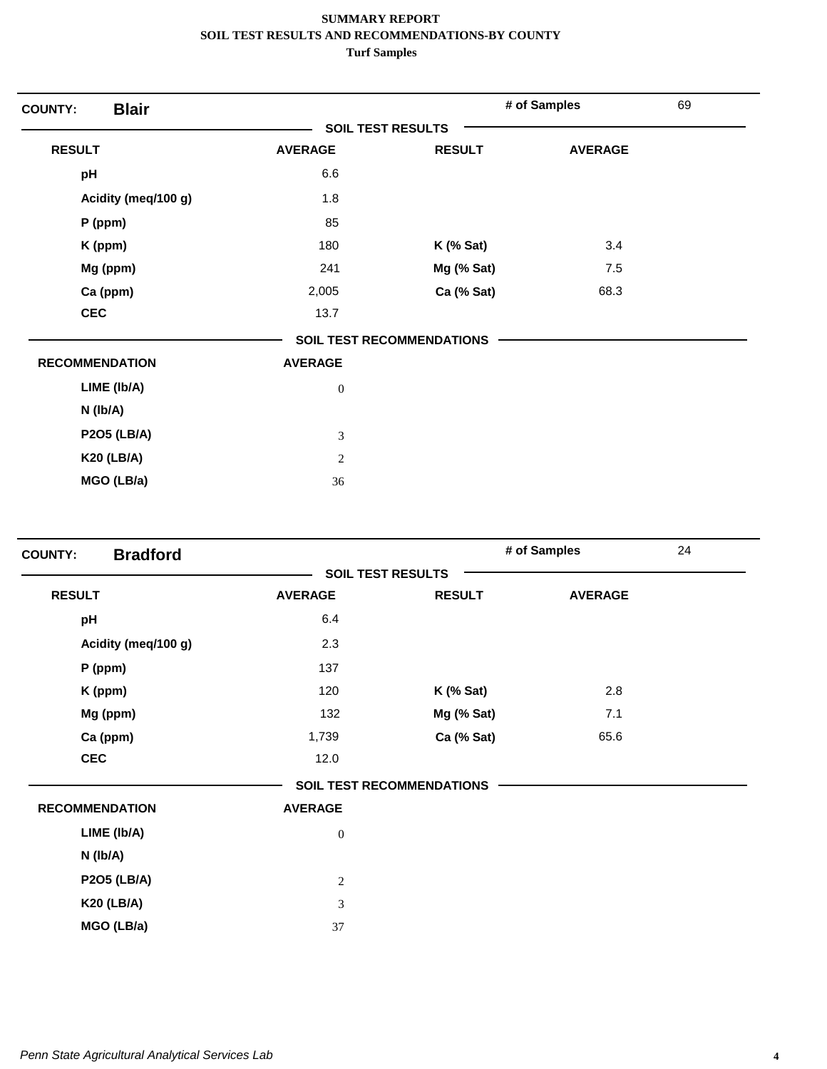**SUMMARY REPORT**
**SOIL TEST RESULTS AND RECOMMENDATIONS-BY COUNTY**
**Turf Samples**

## COUNTY: Blair

**# of Samples** 69

### SOIL TEST RESULTS

| RESULT | AVERAGE | RESULT | AVERAGE |
|---|---|---|---|
| pH | 6.6 | | |
| Acidity (meq/100 g) | 1.8 | | |
| P (ppm) | 85 | | |
| K (ppm) | 180 | K (% Sat) | 3.4 |
| Mg (ppm) | 241 | Mg (% Sat) | 7.5 |
| Ca (ppm) | 2,005 | Ca (% Sat) | 68.3 |
| CEC | 13.7 | | |

### SOIL TEST RECOMMENDATIONS

| RECOMMENDATION | AVERAGE |
|---|---|
| LIME (lb/A) | 0 |
| N (lb/A) | |
| P2O5 (LB/A) | 3 |
| K20 (LB/A) | 2 |
| MGO (LB/a) | 36 |

## COUNTY: Bradford

**# of Samples** 24

### SOIL TEST RESULTS

| RESULT | AVERAGE | RESULT | AVERAGE |
|---|---|---|---|
| pH | 6.4 | | |
| Acidity (meq/100 g) | 2.3 | | |
| P (ppm) | 137 | | |
| K (ppm) | 120 | K (% Sat) | 2.8 |
| Mg (ppm) | 132 | Mg (% Sat) | 7.1 |
| Ca (ppm) | 1,739 | Ca (% Sat) | 65.6 |
| CEC | 12.0 | | |

### SOIL TEST RECOMMENDATIONS

| RECOMMENDATION | AVERAGE |
|---|---|
| LIME (lb/A) | 0 |
| N (lb/A) | |
| P2O5 (LB/A) | 2 |
| K20 (LB/A) | 3 |
| MGO (LB/a) | 37 |

*Penn State Agricultural Analytical Services Lab*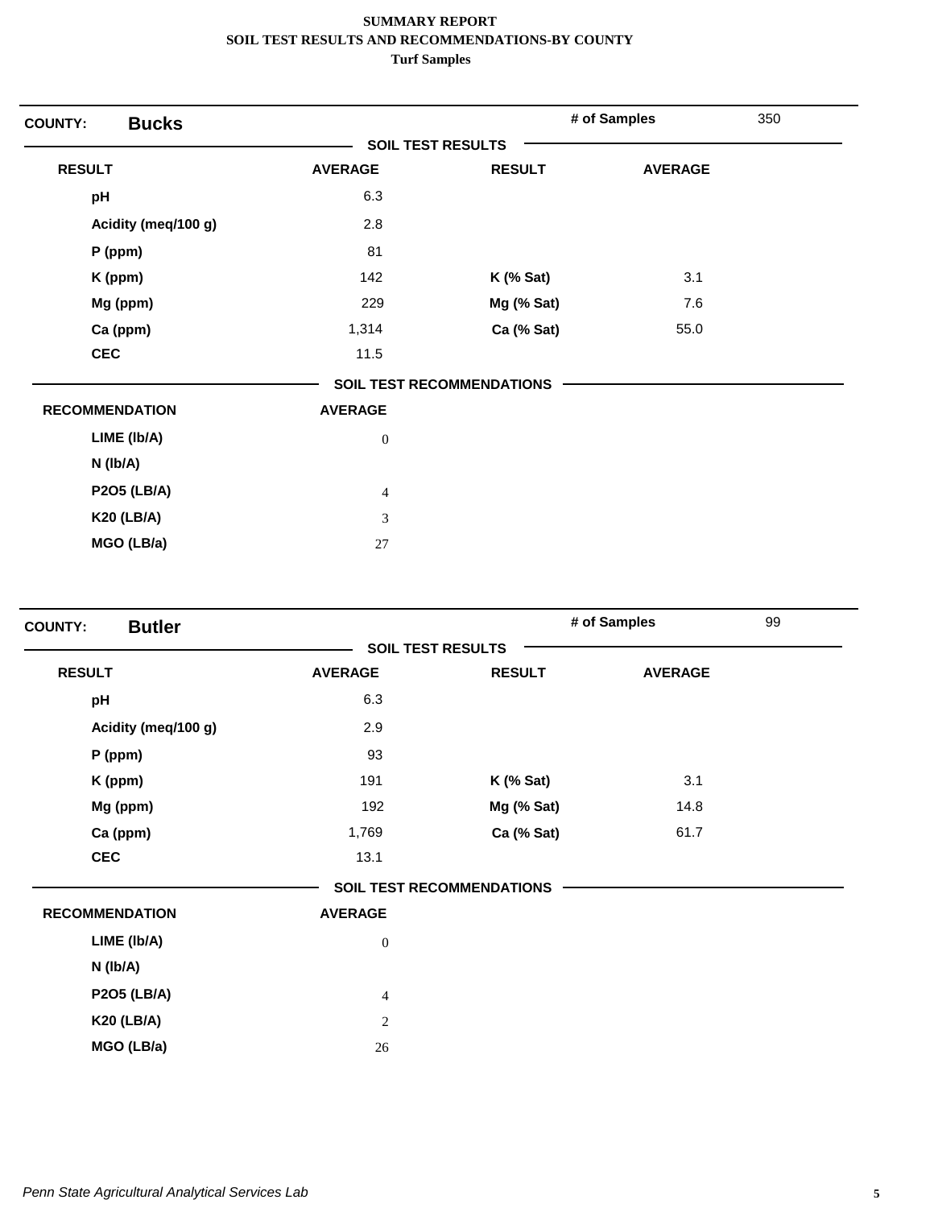**SUMMARY REPORT**
**SOIL TEST RESULTS AND RECOMMENDATIONS-BY COUNTY**
**Turf Samples**

**COUNTY: Bucks** | **# of Samples** 350

**SOIL TEST RESULTS**

| RESULT | AVERAGE | RESULT | AVERAGE |
|---|---|---|---|
| pH | 6.3 | | |
| Acidity (meq/100 g) | 2.8 | | |
| P (ppm) | 81 | | |
| K (ppm) | 142 | K (% Sat) | 3.1 |
| Mg (ppm) | 229 | Mg (% Sat) | 7.6 |
| Ca (ppm) | 1,314 | Ca (% Sat) | 55.0 |
| CEC | 11.5 | | |

**SOIL TEST RECOMMENDATIONS**

| RECOMMENDATION | AVERAGE |
|---|---|
| LIME (lb/A) | 0 |
| N (lb/A) | |
| P2O5 (LB/A) | 4 |
| K20 (LB/A) | 3 |
| MGO (LB/a) | 27 |

**COUNTY: Butler** | **# of Samples** 99

**SOIL TEST RESULTS**

| RESULT | AVERAGE | RESULT | AVERAGE |
|---|---|---|---|
| pH | 6.3 | | |
| Acidity (meq/100 g) | 2.9 | | |
| P (ppm) | 93 | | |
| K (ppm) | 191 | K (% Sat) | 3.1 |
| Mg (ppm) | 192 | Mg (% Sat) | 14.8 |
| Ca (ppm) | 1,769 | Ca (% Sat) | 61.7 |
| CEC | 13.1 | | |

**SOIL TEST RECOMMENDATIONS**

| RECOMMENDATION | AVERAGE |
|---|---|
| LIME (lb/A) | 0 |
| N (lb/A) | |
| P2O5 (LB/A) | 4 |
| K20 (LB/A) | 2 |
| MGO (LB/a) | 26 |

*Penn State Agricultural Analytical Services Lab*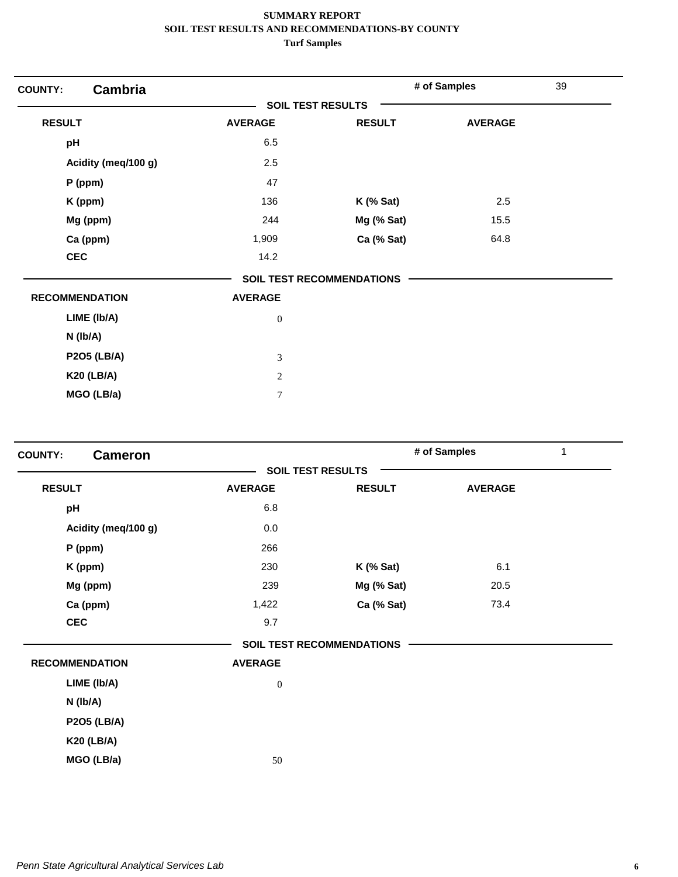**SUMMARY REPORT**
**SOIL TEST RESULTS AND RECOMMENDATIONS-BY COUNTY**
**Turf Samples**

**COUNTY:** **Cambria** | **# of Samples** 39

**SOIL TEST RESULTS**

| RESULT | AVERAGE | RESULT | AVERAGE |
|---|---|---|---|
| pH | 6.5 | | |
| Acidity (meq/100 g) | 2.5 | | |
| P (ppm) | 47 | | |
| K (ppm) | 136 | K (% Sat) | 2.5 |
| Mg (ppm) | 244 | Mg (% Sat) | 15.5 |
| Ca (ppm) | 1,909 | Ca (% Sat) | 64.8 |
| CEC | 14.2 | | |

**SOIL TEST RECOMMENDATIONS**

| RECOMMENDATION | AVERAGE |
|---|---|
| LIME (lb/A) | 0 |
| N (lb/A) | |
| P2O5 (LB/A) | 3 |
| K20 (LB/A) | 2 |
| MGO (LB/a) | 7 |

**COUNTY:** **Cameron** | **# of Samples** 1

**SOIL TEST RESULTS**

| RESULT | AVERAGE | RESULT | AVERAGE |
|---|---|---|---|
| pH | 6.8 | | |
| Acidity (meq/100 g) | 0.0 | | |
| P (ppm) | 266 | | |
| K (ppm) | 230 | K (% Sat) | 6.1 |
| Mg (ppm) | 239 | Mg (% Sat) | 20.5 |
| Ca (ppm) | 1,422 | Ca (% Sat) | 73.4 |
| CEC | 9.7 | | |

**SOIL TEST RECOMMENDATIONS**

| RECOMMENDATION | AVERAGE |
|---|---|
| LIME (lb/A) | 0 |
| N (lb/A) | |
| P2O5 (LB/A) | |
| K20 (LB/A) | |
| MGO (LB/a) | 50 |

*Penn State Agricultural Analytical Services Lab*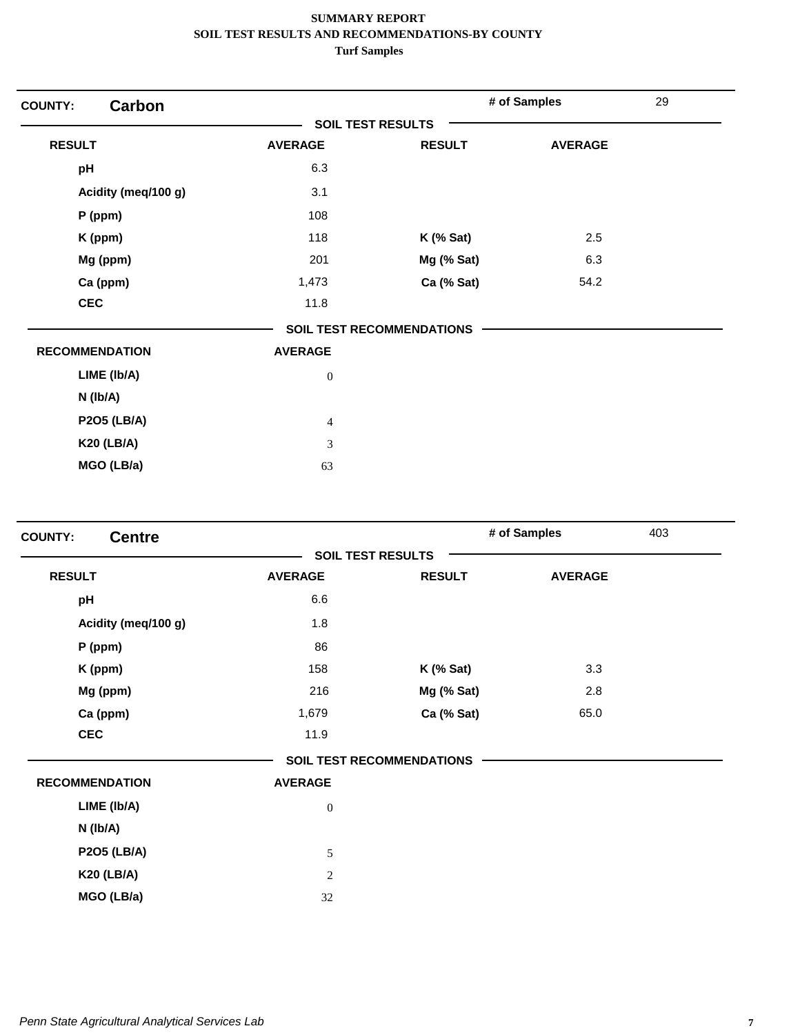**SUMMARY REPORT**
**SOIL TEST RESULTS AND RECOMMENDATIONS-BY COUNTY**
**Turf Samples**

## COUNTY: Carbon

**# of Samples** 29

**SOIL TEST RESULTS**

| RESULT | AVERAGE | RESULT | AVERAGE |
|---|---|---|---|
| pH | 6.3 | | |
| Acidity (meq/100 g) | 3.1 | | |
| P (ppm) | 108 | | |
| K (ppm) | 118 | K (% Sat) | 2.5 |
| Mg (ppm) | 201 | Mg (% Sat) | 6.3 |
| Ca (ppm) | 1,473 | Ca (% Sat) | 54.2 |
| CEC | 11.8 | | |

**SOIL TEST RECOMMENDATIONS**

| RECOMMENDATION | AVERAGE |
|---|---|
| LIME (lb/A) | 0 |
| N (lb/A) | |
| P2O5 (LB/A) | 4 |
| K20 (LB/A) | 3 |
| MGO (LB/a) | 63 |

## COUNTY: Centre

**# of Samples** 403

**SOIL TEST RESULTS**

| RESULT | AVERAGE | RESULT | AVERAGE |
|---|---|---|---|
| pH | 6.6 | | |
| Acidity (meq/100 g) | 1.8 | | |
| P (ppm) | 86 | | |
| K (ppm) | 158 | K (% Sat) | 3.3 |
| Mg (ppm) | 216 | Mg (% Sat) | 2.8 |
| Ca (ppm) | 1,679 | Ca (% Sat) | 65.0 |
| CEC | 11.9 | | |

**SOIL TEST RECOMMENDATIONS**

| RECOMMENDATION | AVERAGE |
|---|---|
| LIME (lb/A) | 0 |
| N (lb/A) | |
| P2O5 (LB/A) | 5 |
| K20 (LB/A) | 2 |
| MGO (LB/a) | 32 |

*Penn State Agricultural Analytical Services Lab*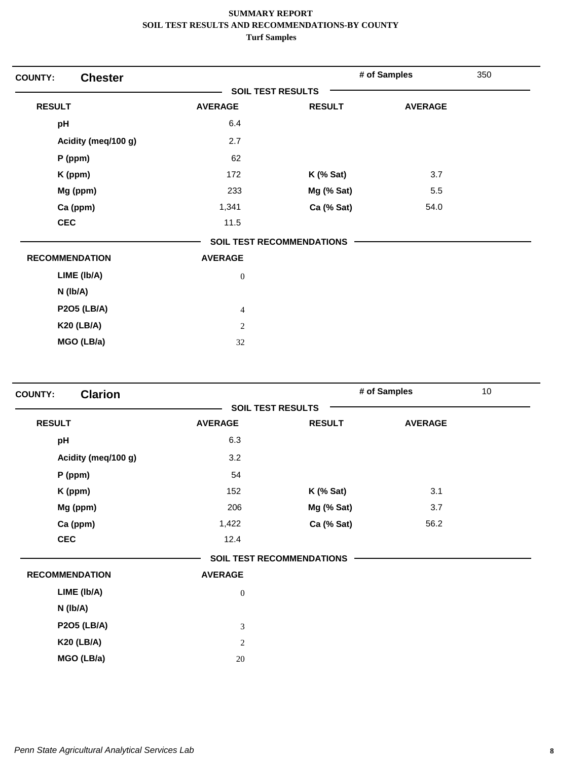# SUMMARY REPORT
## SOIL TEST RESULTS AND RECOMMENDATIONS-BY COUNTY
### Turf Samples

**COUNTY:** **Chester** | **# of Samples** 350

**SOIL TEST RESULTS**

| RESULT | AVERAGE | RESULT | AVERAGE |
|---|---|---|---|
| pH | 6.4 | | |
| Acidity (meq/100 g) | 2.7 | | |
| P (ppm) | 62 | | |
| K (ppm) | 172 | K (% Sat) | 3.7 |
| Mg (ppm) | 233 | Mg (% Sat) | 5.5 |
| Ca (ppm) | 1,341 | Ca (% Sat) | 54.0 |
| CEC | 11.5 | | |

**SOIL TEST RECOMMENDATIONS**

| RECOMMENDATION | AVERAGE |
|---|---|
| LIME (lb/A) | 0 |
| N (lb/A) | |
| P2O5 (LB/A) | 4 |
| K20 (LB/A) | 2 |
| MGO (LB/a) | 32 |

**COUNTY:** **Clarion** | **# of Samples** 10

**SOIL TEST RESULTS**

| RESULT | AVERAGE | RESULT | AVERAGE |
|---|---|---|---|
| pH | 6.3 | | |
| Acidity (meq/100 g) | 3.2 | | |
| P (ppm) | 54 | | |
| K (ppm) | 152 | K (% Sat) | 3.1 |
| Mg (ppm) | 206 | Mg (% Sat) | 3.7 |
| Ca (ppm) | 1,422 | Ca (% Sat) | 56.2 |
| CEC | 12.4 | | |

**SOIL TEST RECOMMENDATIONS**

| RECOMMENDATION | AVERAGE |
|---|---|
| LIME (lb/A) | 0 |
| N (lb/A) | |
| P2O5 (LB/A) | 3 |
| K20 (LB/A) | 2 |
| MGO (LB/a) | 20 |

*Penn State Agricultural Analytical Services Lab*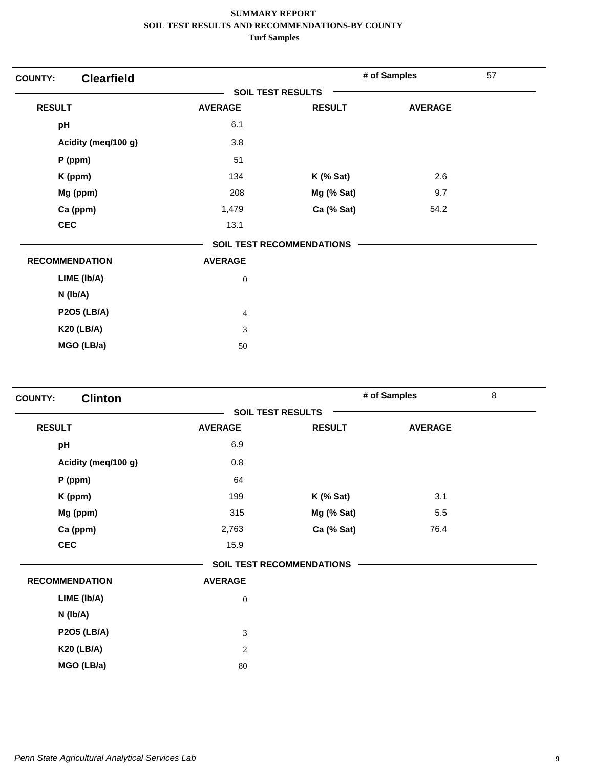**SUMMARY REPORT**
**SOIL TEST RESULTS AND RECOMMENDATIONS-BY COUNTY**
**Turf Samples**

## COUNTY: Clearfield

**# of Samples:** 57

### SOIL TEST RESULTS

| RESULT | AVERAGE | RESULT | AVERAGE |
|---|---|---|---|
| pH | 6.1 | | |
| Acidity (meq/100 g) | 3.8 | | |
| P (ppm) | 51 | | |
| K (ppm) | 134 | K (% Sat) | 2.6 |
| Mg (ppm) | 208 | Mg (% Sat) | 9.7 |
| Ca (ppm) | 1,479 | Ca (% Sat) | 54.2 |
| CEC | 13.1 | | |

### SOIL TEST RECOMMENDATIONS

| RECOMMENDATION | AVERAGE |
|---|---|
| LIME (lb/A) | 0 |
| N (lb/A) | |
| P2O5 (LB/A) | 4 |
| K20 (LB/A) | 3 |
| MGO (LB/a) | 50 |

## COUNTY: Clinton

**# of Samples:** 8

### SOIL TEST RESULTS

| RESULT | AVERAGE | RESULT | AVERAGE |
|---|---|---|---|
| pH | 6.9 | | |
| Acidity (meq/100 g) | 0.8 | | |
| P (ppm) | 64 | | |
| K (ppm) | 199 | K (% Sat) | 3.1 |
| Mg (ppm) | 315 | Mg (% Sat) | 5.5 |
| Ca (ppm) | 2,763 | Ca (% Sat) | 76.4 |
| CEC | 15.9 | | |

### SOIL TEST RECOMMENDATIONS

| RECOMMENDATION | AVERAGE |
|---|---|
| LIME (lb/A) | 0 |
| N (lb/A) | |
| P2O5 (LB/A) | 3 |
| K20 (LB/A) | 2 |
| MGO (LB/a) | 80 |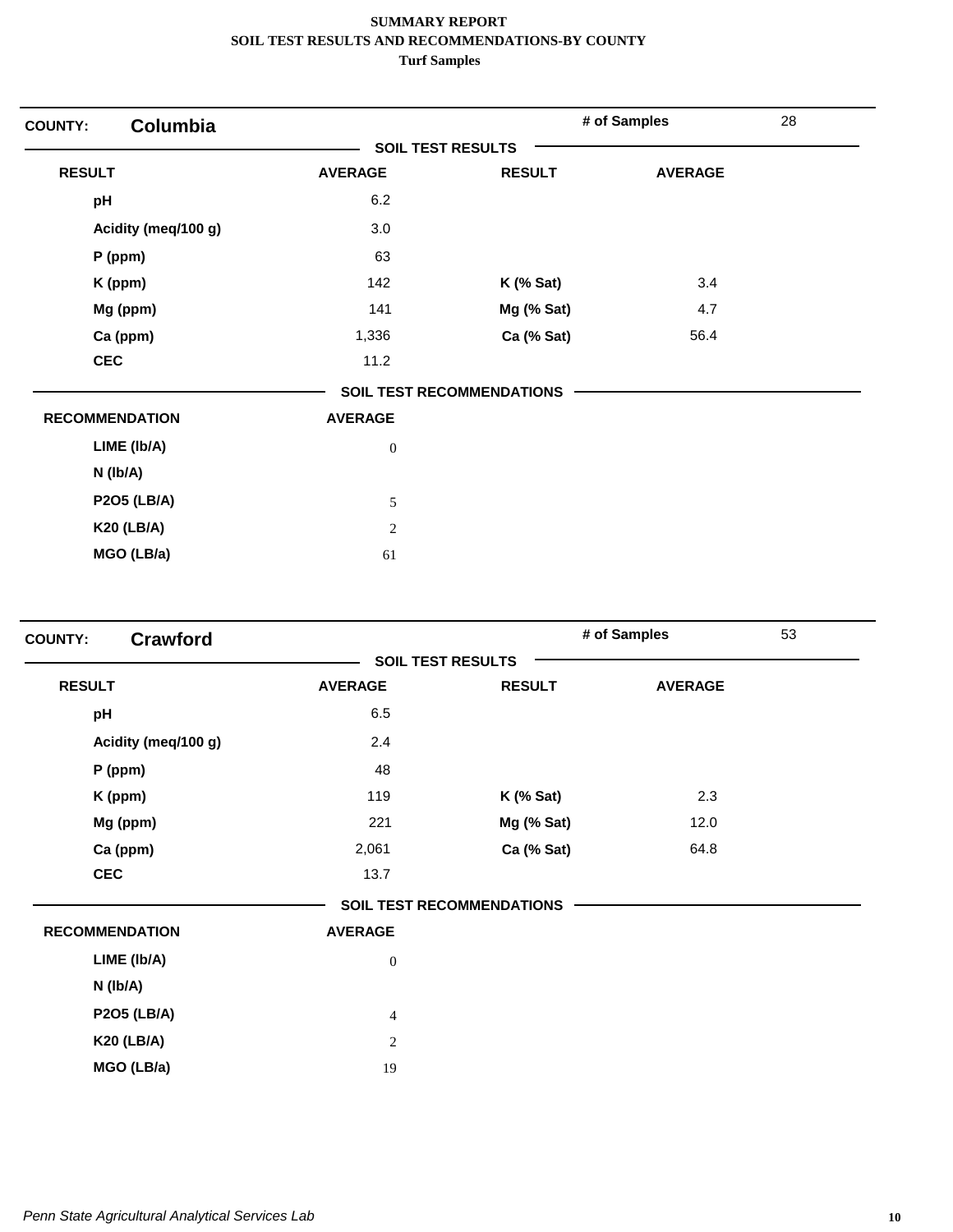**SUMMARY REPORT**
**SOIL TEST RESULTS AND RECOMMENDATIONS-BY COUNTY**
**Turf Samples**

**COUNTY:** **Columbia** | **# of Samples** 28

**SOIL TEST RESULTS**

| RESULT | AVERAGE | RESULT | AVERAGE |
|---|---|---|---|
| pH | 6.2 | | |
| Acidity (meq/100 g) | 3.0 | | |
| P (ppm) | 63 | | |
| K (ppm) | 142 | K (% Sat) | 3.4 |
| Mg (ppm) | 141 | Mg (% Sat) | 4.7 |
| Ca (ppm) | 1,336 | Ca (% Sat) | 56.4 |
| CEC | 11.2 | | |

**SOIL TEST RECOMMENDATIONS**

| RECOMMENDATION | AVERAGE |
|---|---|
| LIME (lb/A) | 0 |
| N (lb/A) | |
| P2O5 (LB/A) | 5 |
| K20 (LB/A) | 2 |
| MGO (LB/a) | 61 |

**COUNTY:** **Crawford** | **# of Samples** 53

**SOIL TEST RESULTS**

| RESULT | AVERAGE | RESULT | AVERAGE |
|---|---|---|---|
| pH | 6.5 | | |
| Acidity (meq/100 g) | 2.4 | | |
| P (ppm) | 48 | | |
| K (ppm) | 119 | K (% Sat) | 2.3 |
| Mg (ppm) | 221 | Mg (% Sat) | 12.0 |
| Ca (ppm) | 2,061 | Ca (% Sat) | 64.8 |
| CEC | 13.7 | | |

**SOIL TEST RECOMMENDATIONS**

| RECOMMENDATION | AVERAGE |
|---|---|
| LIME (lb/A) | 0 |
| N (lb/A) | |
| P2O5 (LB/A) | 4 |
| K20 (LB/A) | 2 |
| MGO (LB/a) | 19 |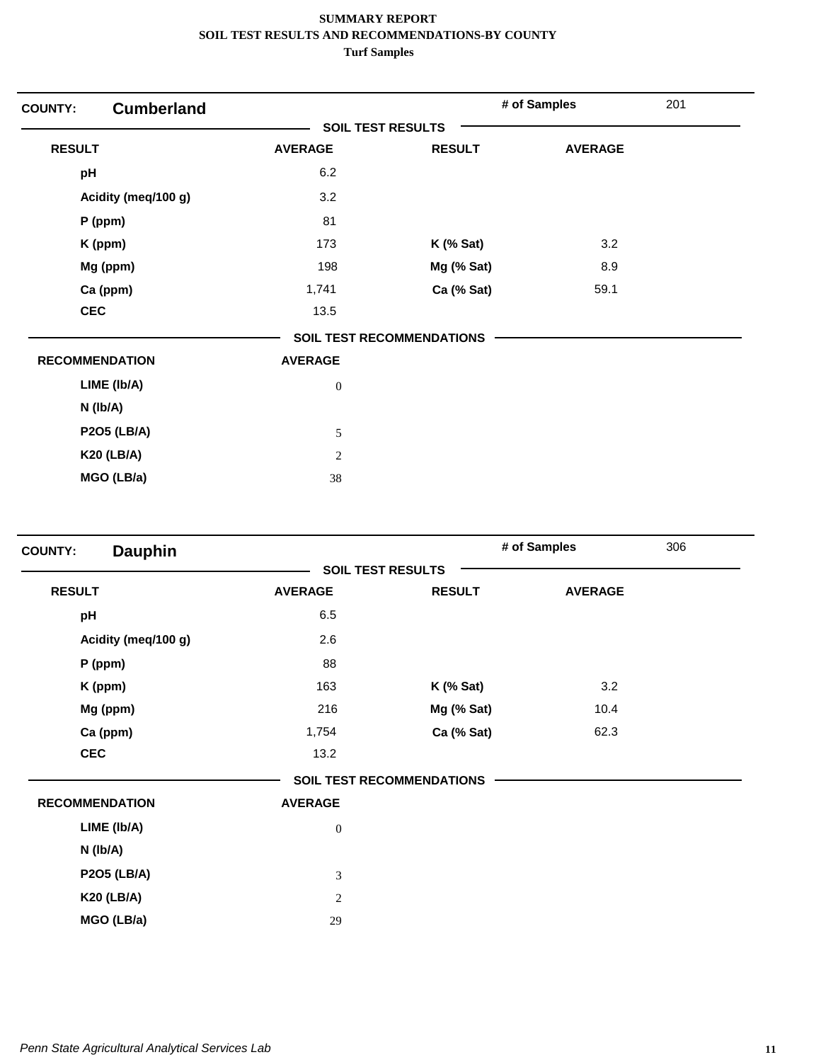**SUMMARY REPORT**
**SOIL TEST RESULTS AND RECOMMENDATIONS-BY COUNTY**
**Turf Samples**

**COUNTY: Cumberland** — **# of Samples** 201

**SOIL TEST RESULTS**

| RESULT | AVERAGE | RESULT | AVERAGE |
|---|---|---|---|
| pH | 6.2 | | |
| Acidity (meq/100 g) | 3.2 | | |
| P (ppm) | 81 | | |
| K (ppm) | 173 | K (% Sat) | 3.2 |
| Mg (ppm) | 198 | Mg (% Sat) | 8.9 |
| Ca (ppm) | 1,741 | Ca (% Sat) | 59.1 |
| CEC | 13.5 | | |

**SOIL TEST RECOMMENDATIONS**

| RECOMMENDATION | AVERAGE |
|---|---|
| LIME (lb/A) | 0 |
| N (lb/A) | |
| P2O5 (LB/A) | 5 |
| K20 (LB/A) | 2 |
| MGO (LB/a) | 38 |

**COUNTY: Dauphin** — **# of Samples** 306

**SOIL TEST RESULTS**

| RESULT | AVERAGE | RESULT | AVERAGE |
|---|---|---|---|
| pH | 6.5 | | |
| Acidity (meq/100 g) | 2.6 | | |
| P (ppm) | 88 | | |
| K (ppm) | 163 | K (% Sat) | 3.2 |
| Mg (ppm) | 216 | Mg (% Sat) | 10.4 |
| Ca (ppm) | 1,754 | Ca (% Sat) | 62.3 |
| CEC | 13.2 | | |

**SOIL TEST RECOMMENDATIONS**

| RECOMMENDATION | AVERAGE |
|---|---|
| LIME (lb/A) | 0 |
| N (lb/A) | |
| P2O5 (LB/A) | 3 |
| K20 (LB/A) | 2 |
| MGO (LB/a) | 29 |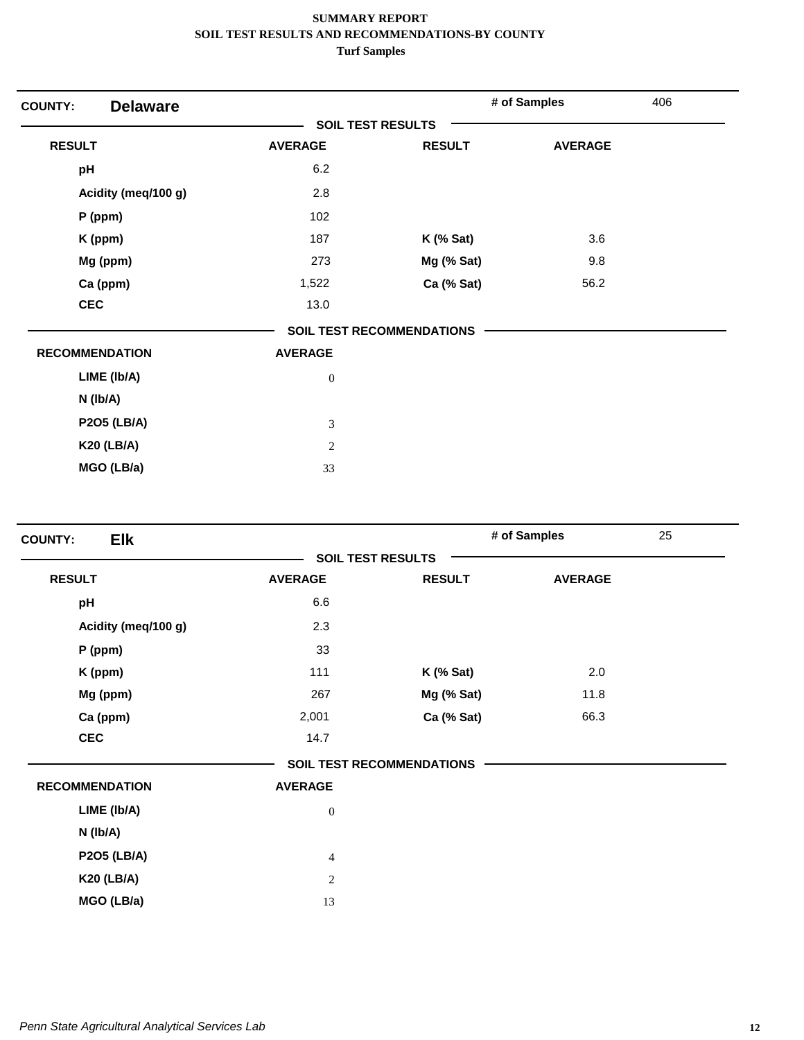**SUMMARY REPORT**
**SOIL TEST RESULTS AND RECOMMENDATIONS-BY COUNTY**
**Turf Samples**

## COUNTY: Delaware

**# of Samples:** 406

### SOIL TEST RESULTS

| RESULT | AVERAGE | RESULT | AVERAGE |
|---|---|---|---|
| pH | 6.2 | | |
| Acidity (meq/100 g) | 2.8 | | |
| P (ppm) | 102 | | |
| K (ppm) | 187 | K (% Sat) | 3.6 |
| Mg (ppm) | 273 | Mg (% Sat) | 9.8 |
| Ca (ppm) | 1,522 | Ca (% Sat) | 56.2 |
| CEC | 13.0 | | |

### SOIL TEST RECOMMENDATIONS

| RECOMMENDATION | AVERAGE |
|---|---|
| LIME (lb/A) | 0 |
| N (lb/A) | |
| P2O5 (LB/A) | 3 |
| K20 (LB/A) | 2 |
| MGO (LB/a) | 33 |

## COUNTY: Elk

**# of Samples:** 25

### SOIL TEST RESULTS

| RESULT | AVERAGE | RESULT | AVERAGE |
|---|---|---|---|
| pH | 6.6 | | |
| Acidity (meq/100 g) | 2.3 | | |
| P (ppm) | 33 | | |
| K (ppm) | 111 | K (% Sat) | 2.0 |
| Mg (ppm) | 267 | Mg (% Sat) | 11.8 |
| Ca (ppm) | 2,001 | Ca (% Sat) | 66.3 |
| CEC | 14.7 | | |

### SOIL TEST RECOMMENDATIONS

| RECOMMENDATION | AVERAGE |
|---|---|
| LIME (lb/A) | 0 |
| N (lb/A) | |
| P2O5 (LB/A) | 4 |
| K20 (LB/A) | 2 |
| MGO (LB/a) | 13 |

*Penn State Agricultural Analytical Services Lab*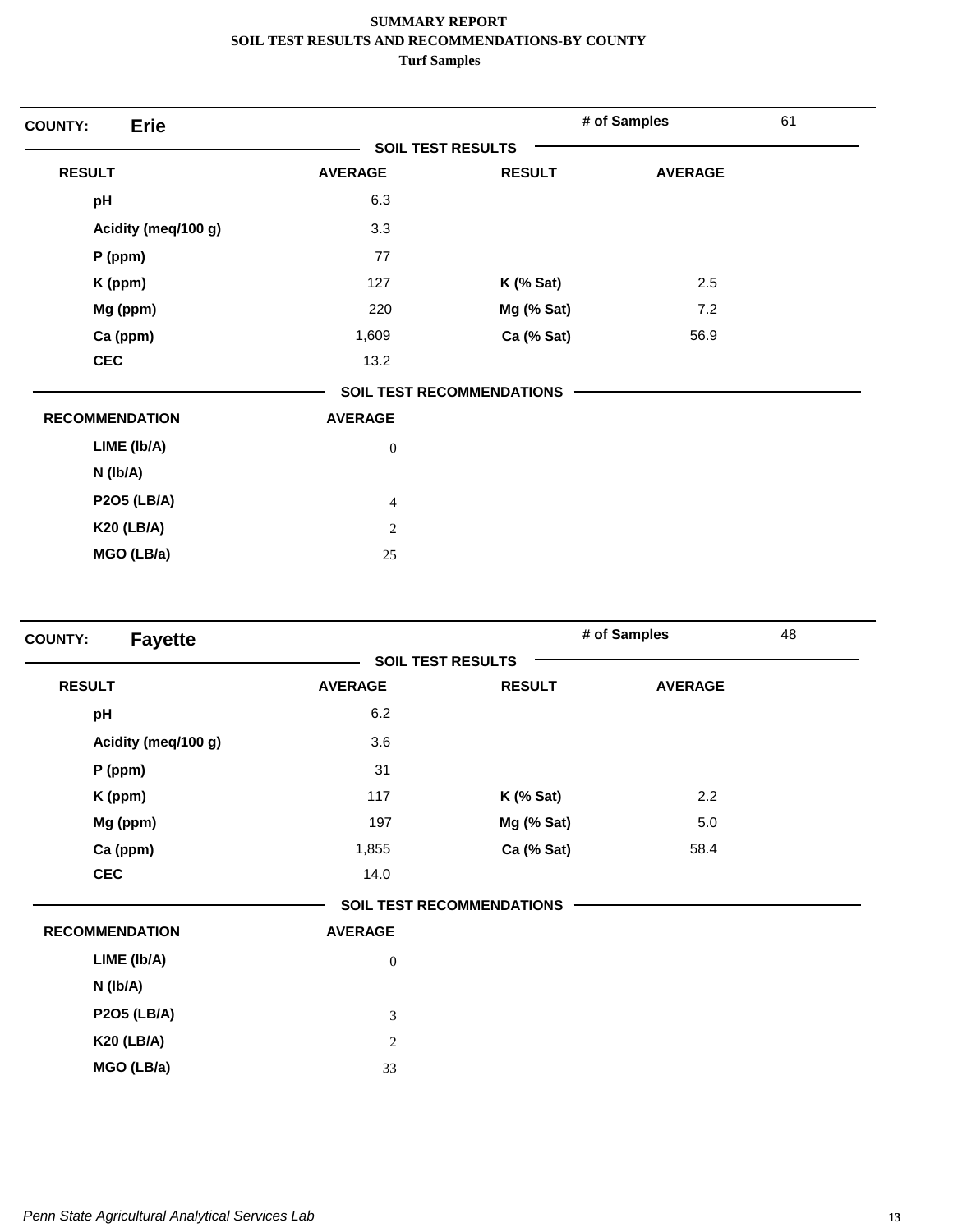**SUMMARY REPORT**
**SOIL TEST RESULTS AND RECOMMENDATIONS-BY COUNTY**
**Turf Samples**

**COUNTY:** **Erie** | **# of Samples** 61

**SOIL TEST RESULTS**

| RESULT | AVERAGE | RESULT | AVERAGE |
|---|---|---|---|
| pH | 6.3 | | |
| Acidity (meq/100 g) | 3.3 | | |
| P (ppm) | 77 | | |
| K (ppm) | 127 | K (% Sat) | 2.5 |
| Mg (ppm) | 220 | Mg (% Sat) | 7.2 |
| Ca (ppm) | 1,609 | Ca (% Sat) | 56.9 |
| CEC | 13.2 | | |

**SOIL TEST RECOMMENDATIONS**

| RECOMMENDATION | AVERAGE |
|---|---|
| LIME (lb/A) | 0 |
| N (lb/A) | |
| P2O5 (LB/A) | 4 |
| K20 (LB/A) | 2 |
| MGO (LB/a) | 25 |

**COUNTY:** **Fayette** | **# of Samples** 48

**SOIL TEST RESULTS**

| RESULT | AVERAGE | RESULT | AVERAGE |
|---|---|---|---|
| pH | 6.2 | | |
| Acidity (meq/100 g) | 3.6 | | |
| P (ppm) | 31 | | |
| K (ppm) | 117 | K (% Sat) | 2.2 |
| Mg (ppm) | 197 | Mg (% Sat) | 5.0 |
| Ca (ppm) | 1,855 | Ca (% Sat) | 58.4 |
| CEC | 14.0 | | |

**SOIL TEST RECOMMENDATIONS**

| RECOMMENDATION | AVERAGE |
|---|---|
| LIME (lb/A) | 0 |
| N (lb/A) | |
| P2O5 (LB/A) | 3 |
| K20 (LB/A) | 2 |
| MGO (LB/a) | 33 |

*Penn State Agricultural Analytical Services Lab*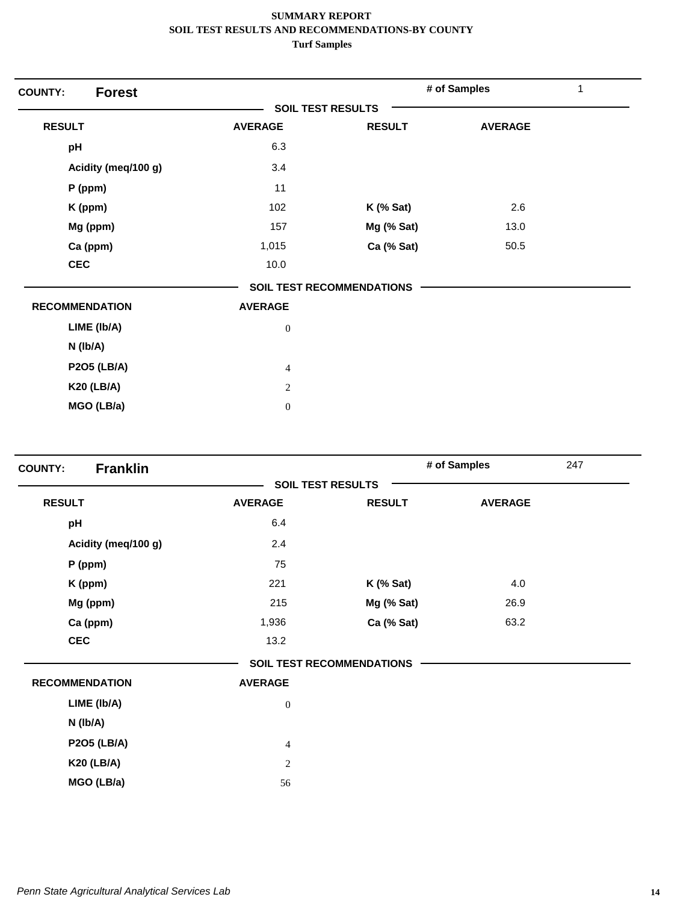**SUMMARY REPORT**
**SOIL TEST RESULTS AND RECOMMENDATIONS-BY COUNTY**
**Turf Samples**

**COUNTY:** **Forest** | **# of Samples** 1

**SOIL TEST RESULTS**

| RESULT | AVERAGE | RESULT | AVERAGE |
|---|---|---|---|
| pH | 6.3 | | |
| Acidity (meq/100 g) | 3.4 | | |
| P (ppm) | 11 | | |
| K (ppm) | 102 | K (% Sat) | 2.6 |
| Mg (ppm) | 157 | Mg (% Sat) | 13.0 |
| Ca (ppm) | 1,015 | Ca (% Sat) | 50.5 |
| CEC | 10.0 | | |

**SOIL TEST RECOMMENDATIONS**

| RECOMMENDATION | AVERAGE |
|---|---|
| LIME (lb/A) | 0 |
| N (lb/A) | |
| P2O5 (LB/A) | 4 |
| K20 (LB/A) | 2 |
| MGO (LB/a) | 0 |

**COUNTY:** **Franklin** | **# of Samples** 247

**SOIL TEST RESULTS**

| RESULT | AVERAGE | RESULT | AVERAGE |
|---|---|---|---|
| pH | 6.4 | | |
| Acidity (meq/100 g) | 2.4 | | |
| P (ppm) | 75 | | |
| K (ppm) | 221 | K (% Sat) | 4.0 |
| Mg (ppm) | 215 | Mg (% Sat) | 26.9 |
| Ca (ppm) | 1,936 | Ca (% Sat) | 63.2 |
| CEC | 13.2 | | |

**SOIL TEST RECOMMENDATIONS**

| RECOMMENDATION | AVERAGE |
|---|---|
| LIME (lb/A) | 0 |
| N (lb/A) | |
| P2O5 (LB/A) | 4 |
| K20 (LB/A) | 2 |
| MGO (LB/a) | 56 |

*Penn State Agricultural Analytical Services Lab*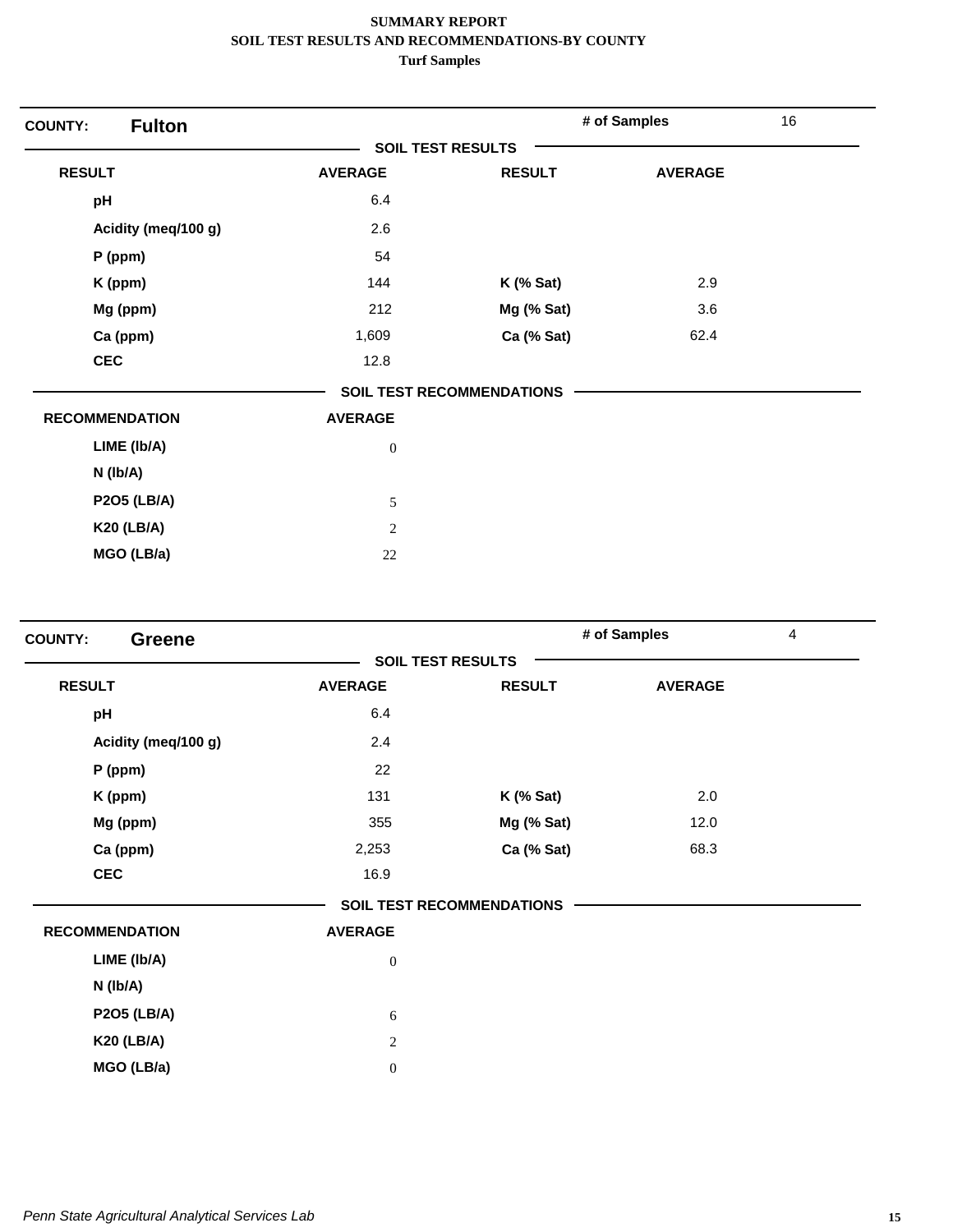# SUMMARY REPORT
## SOIL TEST RESULTS AND RECOMMENDATIONS-BY COUNTY
### Turf Samples

**COUNTY:** **Fulton** — **# of Samples** 16

**SOIL TEST RESULTS**

| RESULT | AVERAGE | RESULT | AVERAGE |
|---|---|---|---|
| pH | 6.4 | | |
| Acidity (meq/100 g) | 2.6 | | |
| P (ppm) | 54 | | |
| K (ppm) | 144 | K (% Sat) | 2.9 |
| Mg (ppm) | 212 | Mg (% Sat) | 3.6 |
| Ca (ppm) | 1,609 | Ca (% Sat) | 62.4 |
| CEC | 12.8 | | |

**SOIL TEST RECOMMENDATIONS**

| RECOMMENDATION | AVERAGE |
|---|---|
| LIME (lb/A) | 0 |
| N (lb/A) | |
| P2O5 (LB/A) | 5 |
| K20 (LB/A) | 2 |
| MGO (LB/a) | 22 |

**COUNTY:** **Greene** — **# of Samples** 4

**SOIL TEST RESULTS**

| RESULT | AVERAGE | RESULT | AVERAGE |
|---|---|---|---|
| pH | 6.4 | | |
| Acidity (meq/100 g) | 2.4 | | |
| P (ppm) | 22 | | |
| K (ppm) | 131 | K (% Sat) | 2.0 |
| Mg (ppm) | 355 | Mg (% Sat) | 12.0 |
| Ca (ppm) | 2,253 | Ca (% Sat) | 68.3 |
| CEC | 16.9 | | |

**SOIL TEST RECOMMENDATIONS**

| RECOMMENDATION | AVERAGE |
|---|---|
| LIME (lb/A) | 0 |
| N (lb/A) | |
| P2O5 (LB/A) | 6 |
| K20 (LB/A) | 2 |
| MGO (LB/a) | 0 |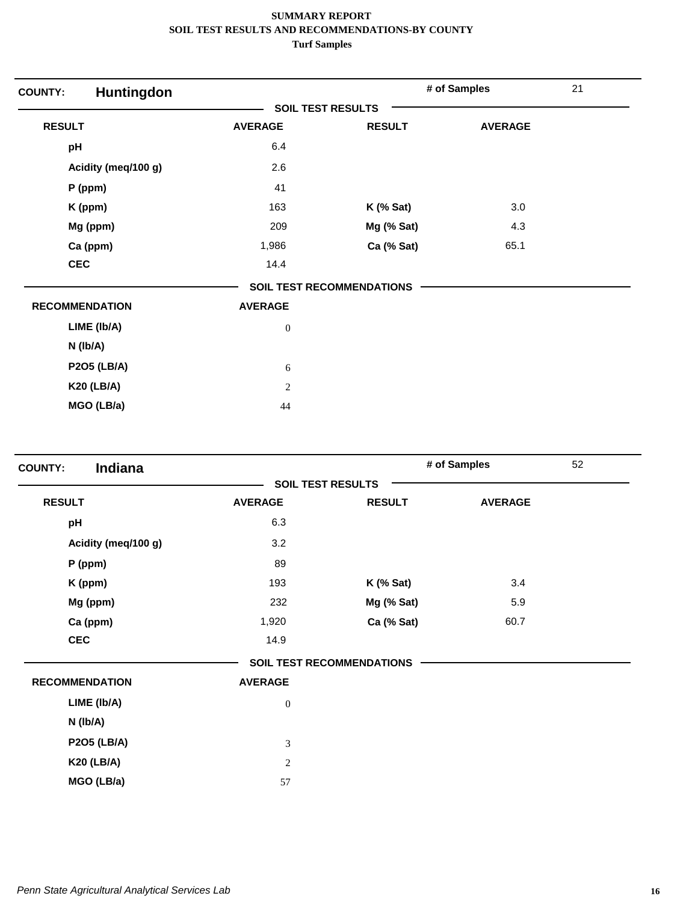# SUMMARY REPORT
## SOIL TEST RESULTS AND RECOMMENDATIONS-BY COUNTY
### Turf Samples

**COUNTY: Huntingdon** — # of Samples: 21

**SOIL TEST RESULTS**

| RESULT | AVERAGE | RESULT | AVERAGE |
|---|---|---|---|
| pH | 6.4 | | |
| Acidity (meq/100 g) | 2.6 | | |
| P (ppm) | 41 | | |
| K (ppm) | 163 | K (% Sat) | 3.0 |
| Mg (ppm) | 209 | Mg (% Sat) | 4.3 |
| Ca (ppm) | 1,986 | Ca (% Sat) | 65.1 |
| CEC | 14.4 | | |

**SOIL TEST RECOMMENDATIONS**

| RECOMMENDATION | AVERAGE |
|---|---|
| LIME (lb/A) | 0 |
| N (lb/A) | |
| P2O5 (LB/A) | 6 |
| K20 (LB/A) | 2 |
| MGO (LB/a) | 44 |

**COUNTY: Indiana** — # of Samples: 52

**SOIL TEST RESULTS**

| RESULT | AVERAGE | RESULT | AVERAGE |
|---|---|---|---|
| pH | 6.3 | | |
| Acidity (meq/100 g) | 3.2 | | |
| P (ppm) | 89 | | |
| K (ppm) | 193 | K (% Sat) | 3.4 |
| Mg (ppm) | 232 | Mg (% Sat) | 5.9 |
| Ca (ppm) | 1,920 | Ca (% Sat) | 60.7 |
| CEC | 14.9 | | |

**SOIL TEST RECOMMENDATIONS**

| RECOMMENDATION | AVERAGE |
|---|---|
| LIME (lb/A) | 0 |
| N (lb/A) | |
| P2O5 (LB/A) | 3 |
| K20 (LB/A) | 2 |
| MGO (LB/a) | 57 |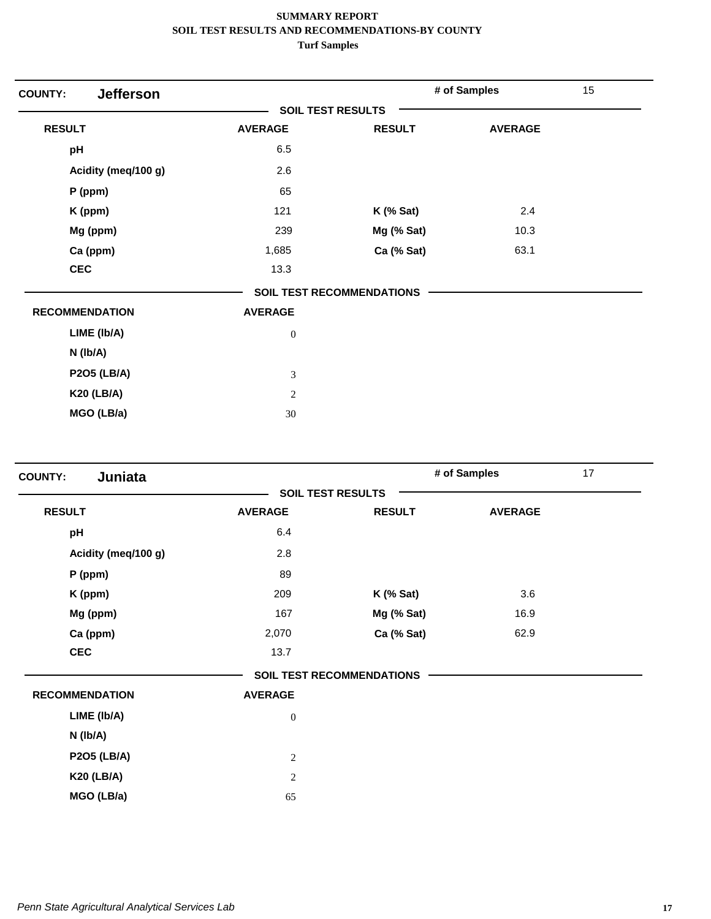**SUMMARY REPORT**
**SOIL TEST RESULTS AND RECOMMENDATIONS-BY COUNTY**
**Turf Samples**

## COUNTY: Jefferson

**# of Samples** 15

**SOIL TEST RESULTS**

| RESULT | AVERAGE | RESULT | AVERAGE |
|---|---|---|---|
| pH | 6.5 | | |
| Acidity (meq/100 g) | 2.6 | | |
| P (ppm) | 65 | | |
| K (ppm) | 121 | K (% Sat) | 2.4 |
| Mg (ppm) | 239 | Mg (% Sat) | 10.3 |
| Ca (ppm) | 1,685 | Ca (% Sat) | 63.1 |
| CEC | 13.3 | | |

**SOIL TEST RECOMMENDATIONS**

| RECOMMENDATION | AVERAGE |
|---|---|
| LIME (lb/A) | 0 |
| N (lb/A) | |
| P2O5 (LB/A) | 3 |
| K20 (LB/A) | 2 |
| MGO (LB/a) | 30 |

## COUNTY: Juniata

**# of Samples** 17

**SOIL TEST RESULTS**

| RESULT | AVERAGE | RESULT | AVERAGE |
|---|---|---|---|
| pH | 6.4 | | |
| Acidity (meq/100 g) | 2.8 | | |
| P (ppm) | 89 | | |
| K (ppm) | 209 | K (% Sat) | 3.6 |
| Mg (ppm) | 167 | Mg (% Sat) | 16.9 |
| Ca (ppm) | 2,070 | Ca (% Sat) | 62.9 |
| CEC | 13.7 | | |

**SOIL TEST RECOMMENDATIONS**

| RECOMMENDATION | AVERAGE |
|---|---|
| LIME (lb/A) | 0 |
| N (lb/A) | |
| P2O5 (LB/A) | 2 |
| K20 (LB/A) | 2 |
| MGO (LB/a) | 65 |

*Penn State Agricultural Analytical Services Lab*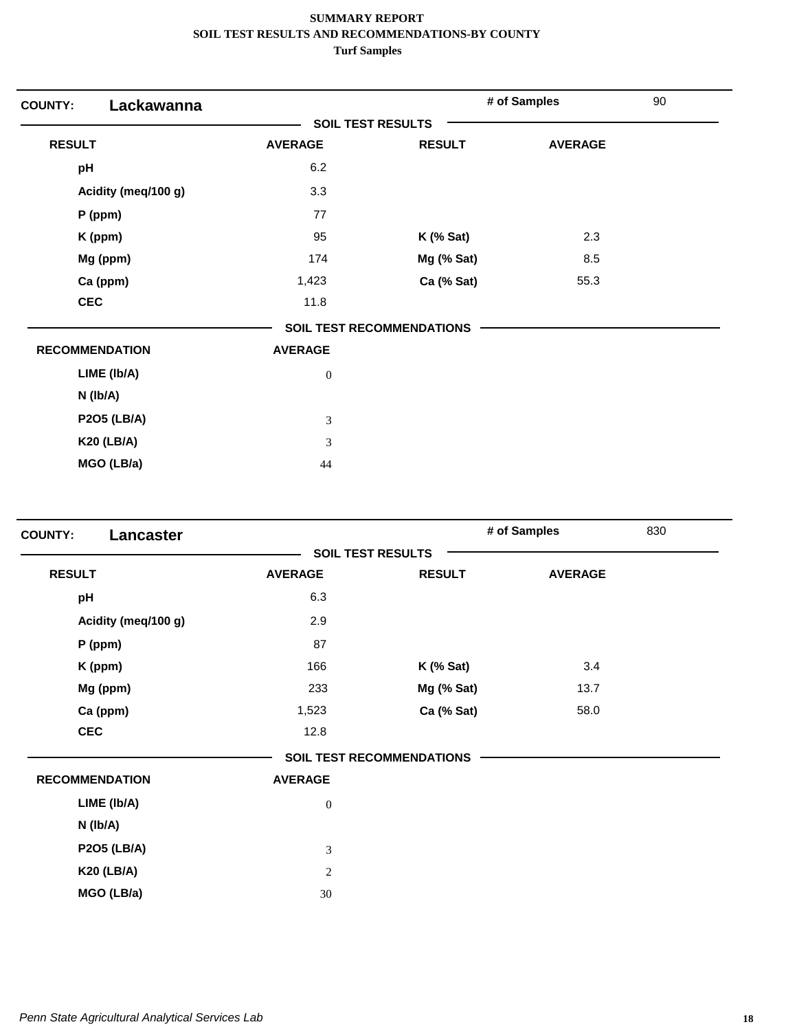**SUMMARY REPORT**
**SOIL TEST RESULTS AND RECOMMENDATIONS-BY COUNTY**
**Turf Samples**

## COUNTY: Lackawanna

**# of Samples:** 90

### SOIL TEST RESULTS

| RESULT | AVERAGE | RESULT | AVERAGE |
|---|---|---|---|
| pH | 6.2 | | |
| Acidity (meq/100 g) | 3.3 | | |
| P (ppm) | 77 | | |
| K (ppm) | 95 | K (% Sat) | 2.3 |
| Mg (ppm) | 174 | Mg (% Sat) | 8.5 |
| Ca (ppm) | 1,423 | Ca (% Sat) | 55.3 |
| CEC | 11.8 | | |

### SOIL TEST RECOMMENDATIONS

| RECOMMENDATION | AVERAGE |
|---|---|
| LIME (lb/A) | 0 |
| N (lb/A) | |
| P2O5 (LB/A) | 3 |
| K20 (LB/A) | 3 |
| MGO (LB/a) | 44 |

## COUNTY: Lancaster

**# of Samples:** 830

### SOIL TEST RESULTS

| RESULT | AVERAGE | RESULT | AVERAGE |
|---|---|---|---|
| pH | 6.3 | | |
| Acidity (meq/100 g) | 2.9 | | |
| P (ppm) | 87 | | |
| K (ppm) | 166 | K (% Sat) | 3.4 |
| Mg (ppm) | 233 | Mg (% Sat) | 13.7 |
| Ca (ppm) | 1,523 | Ca (% Sat) | 58.0 |
| CEC | 12.8 | | |

### SOIL TEST RECOMMENDATIONS

| RECOMMENDATION | AVERAGE |
|---|---|
| LIME (lb/A) | 0 |
| N (lb/A) | |
| P2O5 (LB/A) | 3 |
| K20 (LB/A) | 2 |
| MGO (LB/a) | 30 |

*Penn State Agricultural Analytical Services Lab*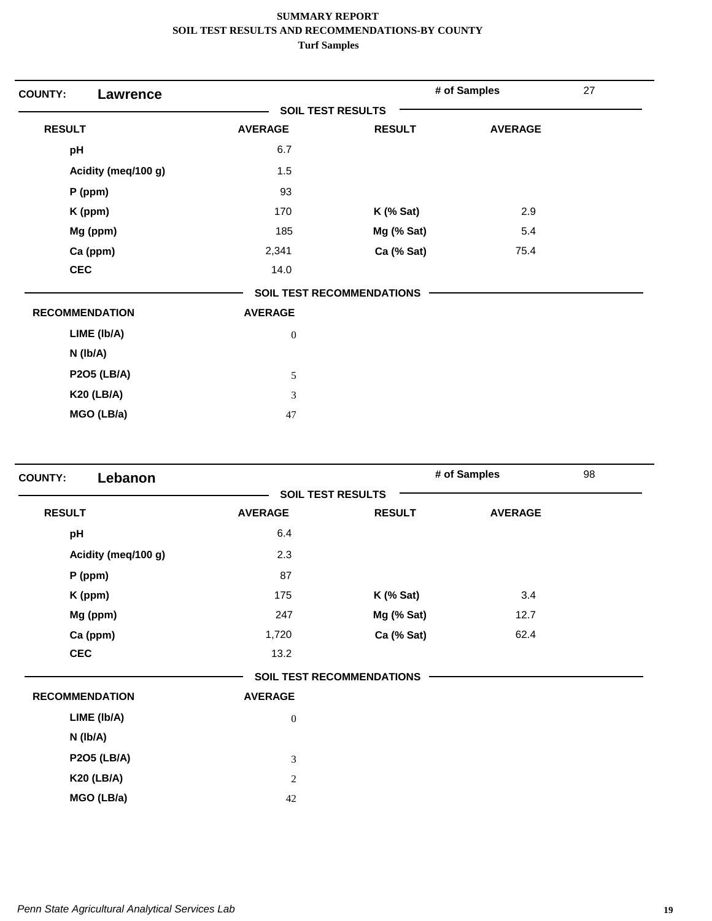**SUMMARY REPORT**
**SOIL TEST RESULTS AND RECOMMENDATIONS-BY COUNTY**
**Turf Samples**

**COUNTY: Lawrence** — **# of Samples** 27

**SOIL TEST RESULTS**

| RESULT | AVERAGE | RESULT | AVERAGE |
|---|---|---|---|
| pH | 6.7 | | |
| Acidity (meq/100 g) | 1.5 | | |
| P (ppm) | 93 | | |
| K (ppm) | 170 | K (% Sat) | 2.9 |
| Mg (ppm) | 185 | Mg (% Sat) | 5.4 |
| Ca (ppm) | 2,341 | Ca (% Sat) | 75.4 |
| CEC | 14.0 | | |

**SOIL TEST RECOMMENDATIONS**

| RECOMMENDATION | AVERAGE |
|---|---|
| LIME (lb/A) | 0 |
| N (lb/A) | |
| P2O5 (LB/A) | 5 |
| K20 (LB/A) | 3 |
| MGO (LB/a) | 47 |

**COUNTY: Lebanon** — **# of Samples** 98

**SOIL TEST RESULTS**

| RESULT | AVERAGE | RESULT | AVERAGE |
|---|---|---|---|
| pH | 6.4 | | |
| Acidity (meq/100 g) | 2.3 | | |
| P (ppm) | 87 | | |
| K (ppm) | 175 | K (% Sat) | 3.4 |
| Mg (ppm) | 247 | Mg (% Sat) | 12.7 |
| Ca (ppm) | 1,720 | Ca (% Sat) | 62.4 |
| CEC | 13.2 | | |

**SOIL TEST RECOMMENDATIONS**

| RECOMMENDATION | AVERAGE |
|---|---|
| LIME (lb/A) | 0 |
| N (lb/A) | |
| P2O5 (LB/A) | 3 |
| K20 (LB/A) | 2 |
| MGO (LB/a) | 42 |

*Penn State Agricultural Analytical Services Lab*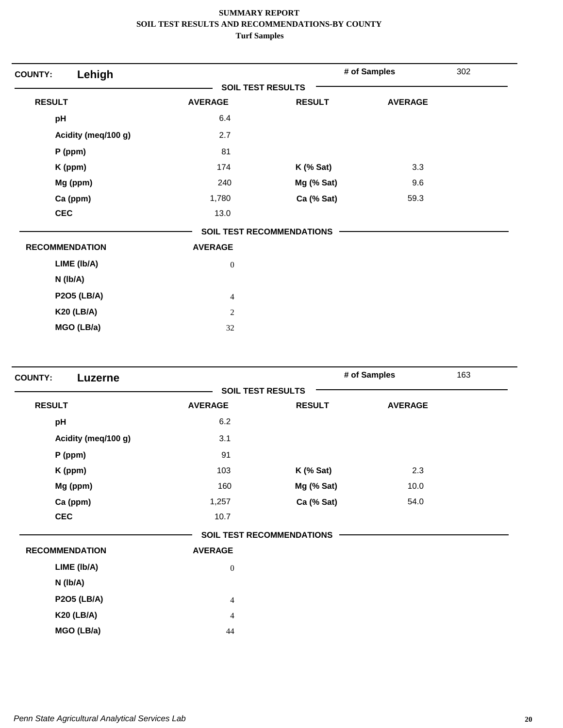**SUMMARY REPORT**
**SOIL TEST RESULTS AND RECOMMENDATIONS-BY COUNTY**
**Turf Samples**

## COUNTY: Lehigh

**# of Samples** 302

### SOIL TEST RESULTS

| RESULT | AVERAGE | RESULT | AVERAGE |
|---|---|---|---|
| pH | 6.4 | | |
| Acidity (meq/100 g) | 2.7 | | |
| P (ppm) | 81 | | |
| K (ppm) | 174 | K (% Sat) | 3.3 |
| Mg (ppm) | 240 | Mg (% Sat) | 9.6 |
| Ca (ppm) | 1,780 | Ca (% Sat) | 59.3 |
| CEC | 13.0 | | |

### SOIL TEST RECOMMENDATIONS

| RECOMMENDATION | AVERAGE |
|---|---|
| LIME (lb/A) | 0 |
| N (lb/A) | |
| P2O5 (LB/A) | 4 |
| K20 (LB/A) | 2 |
| MGO (LB/a) | 32 |

## COUNTY: Luzerne

**# of Samples** 163

### SOIL TEST RESULTS

| RESULT | AVERAGE | RESULT | AVERAGE |
|---|---|---|---|
| pH | 6.2 | | |
| Acidity (meq/100 g) | 3.1 | | |
| P (ppm) | 91 | | |
| K (ppm) | 103 | K (% Sat) | 2.3 |
| Mg (ppm) | 160 | Mg (% Sat) | 10.0 |
| Ca (ppm) | 1,257 | Ca (% Sat) | 54.0 |
| CEC | 10.7 | | |

### SOIL TEST RECOMMENDATIONS

| RECOMMENDATION | AVERAGE |
|---|---|
| LIME (lb/A) | 0 |
| N (lb/A) | |
| P2O5 (LB/A) | 4 |
| K20 (LB/A) | 4 |
| MGO (LB/a) | 44 |

*Penn State Agricultural Analytical Services Lab*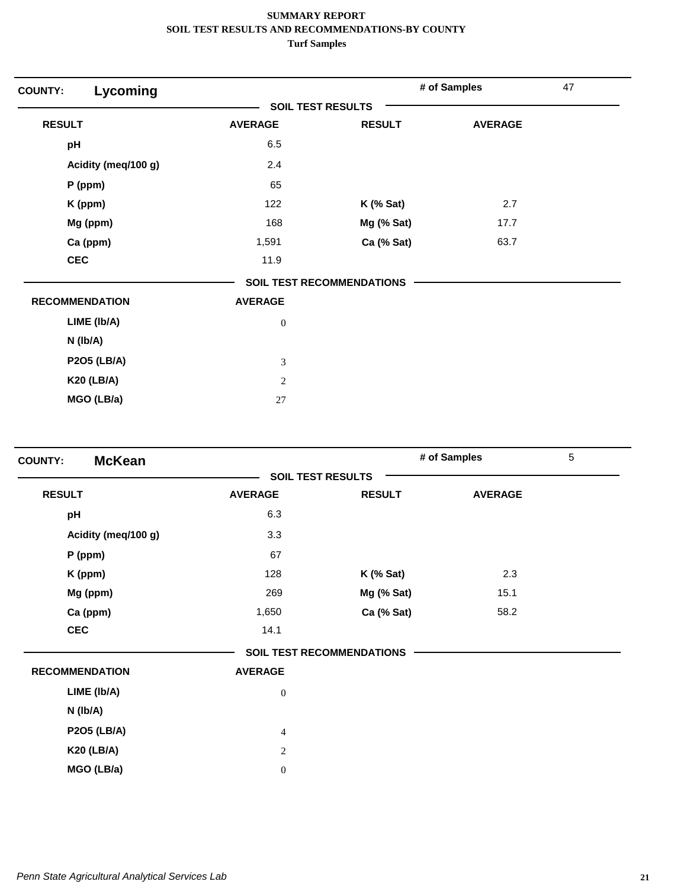**SUMMARY REPORT**
**SOIL TEST RESULTS AND RECOMMENDATIONS-BY COUNTY**
**Turf Samples**

**COUNTY: Lycoming** | **# of Samples** 47

**SOIL TEST RESULTS**

| RESULT | AVERAGE | RESULT | AVERAGE |
|---|---|---|---|
| pH | 6.5 | | |
| Acidity (meq/100 g) | 2.4 | | |
| P (ppm) | 65 | | |
| K (ppm) | 122 | K (% Sat) | 2.7 |
| Mg (ppm) | 168 | Mg (% Sat) | 17.7 |
| Ca (ppm) | 1,591 | Ca (% Sat) | 63.7 |
| CEC | 11.9 | | |

**SOIL TEST RECOMMENDATIONS**

| RECOMMENDATION | AVERAGE |
|---|---|
| LIME (lb/A) | 0 |
| N (lb/A) | |
| P2O5 (LB/A) | 3 |
| K20 (LB/A) | 2 |
| MGO (LB/a) | 27 |

**COUNTY: McKean** | **# of Samples** 5

**SOIL TEST RESULTS**

| RESULT | AVERAGE | RESULT | AVERAGE |
|---|---|---|---|
| pH | 6.3 | | |
| Acidity (meq/100 g) | 3.3 | | |
| P (ppm) | 67 | | |
| K (ppm) | 128 | K (% Sat) | 2.3 |
| Mg (ppm) | 269 | Mg (% Sat) | 15.1 |
| Ca (ppm) | 1,650 | Ca (% Sat) | 58.2 |
| CEC | 14.1 | | |

**SOIL TEST RECOMMENDATIONS**

| RECOMMENDATION | AVERAGE |
|---|---|
| LIME (lb/A) | 0 |
| N (lb/A) | |
| P2O5 (LB/A) | 4 |
| K20 (LB/A) | 2 |
| MGO (LB/a) | 0 |

*Penn State Agricultural Analytical Services Lab*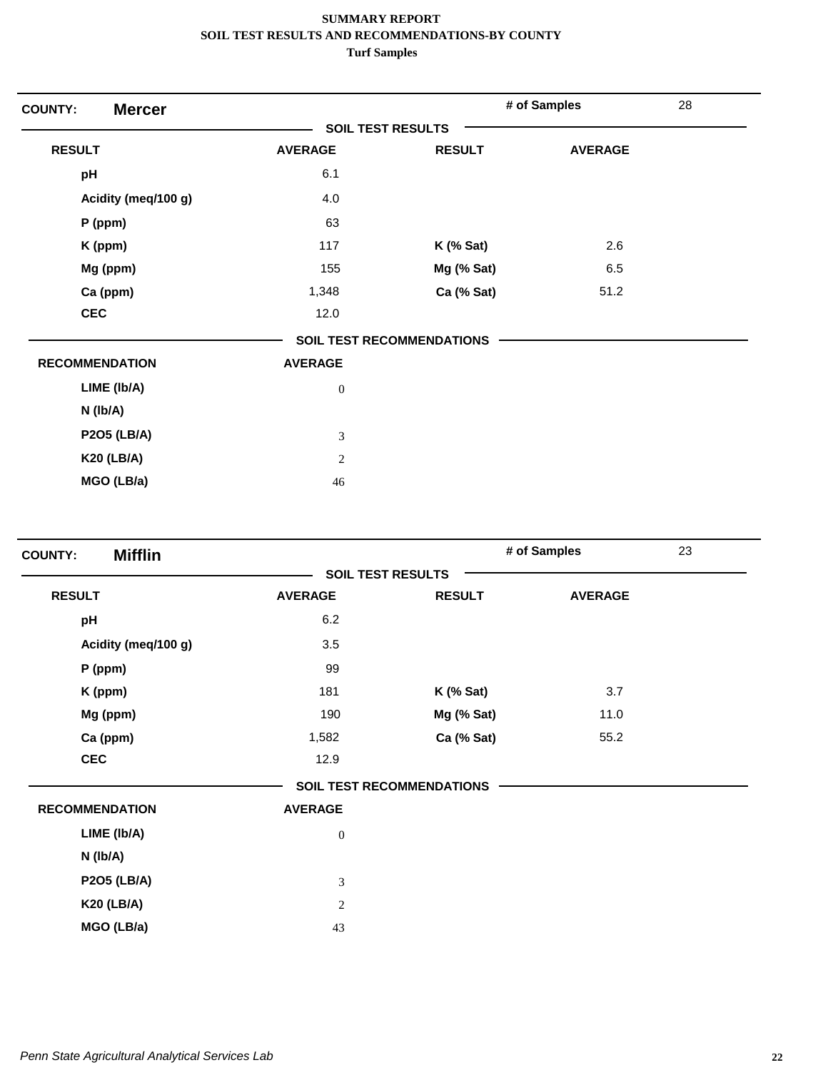**SUMMARY REPORT**
**SOIL TEST RESULTS AND RECOMMENDATIONS-BY COUNTY**
**Turf Samples**

## COUNTY: Mercer

**# of Samples:** 28

### SOIL TEST RESULTS

| RESULT | AVERAGE | RESULT | AVERAGE |
|---|---|---|---|
| pH | 6.1 | | |
| Acidity (meq/100 g) | 4.0 | | |
| P (ppm) | 63 | | |
| K (ppm) | 117 | K (% Sat) | 2.6 |
| Mg (ppm) | 155 | Mg (% Sat) | 6.5 |
| Ca (ppm) | 1,348 | Ca (% Sat) | 51.2 |
| CEC | 12.0 | | |

### SOIL TEST RECOMMENDATIONS

| RECOMMENDATION | AVERAGE |
|---|---|
| LIME (lb/A) | 0 |
| N (lb/A) | |
| P2O5 (LB/A) | 3 |
| K20 (LB/A) | 2 |
| MGO (LB/a) | 46 |

## COUNTY: Mifflin

**# of Samples:** 23

### SOIL TEST RESULTS

| RESULT | AVERAGE | RESULT | AVERAGE |
|---|---|---|---|
| pH | 6.2 | | |
| Acidity (meq/100 g) | 3.5 | | |
| P (ppm) | 99 | | |
| K (ppm) | 181 | K (% Sat) | 3.7 |
| Mg (ppm) | 190 | Mg (% Sat) | 11.0 |
| Ca (ppm) | 1,582 | Ca (% Sat) | 55.2 |
| CEC | 12.9 | | |

### SOIL TEST RECOMMENDATIONS

| RECOMMENDATION | AVERAGE |
|---|---|
| LIME (lb/A) | 0 |
| N (lb/A) | |
| P2O5 (LB/A) | 3 |
| K20 (LB/A) | 2 |
| MGO (LB/a) | 43 |

*Penn State Agricultural Analytical Services Lab*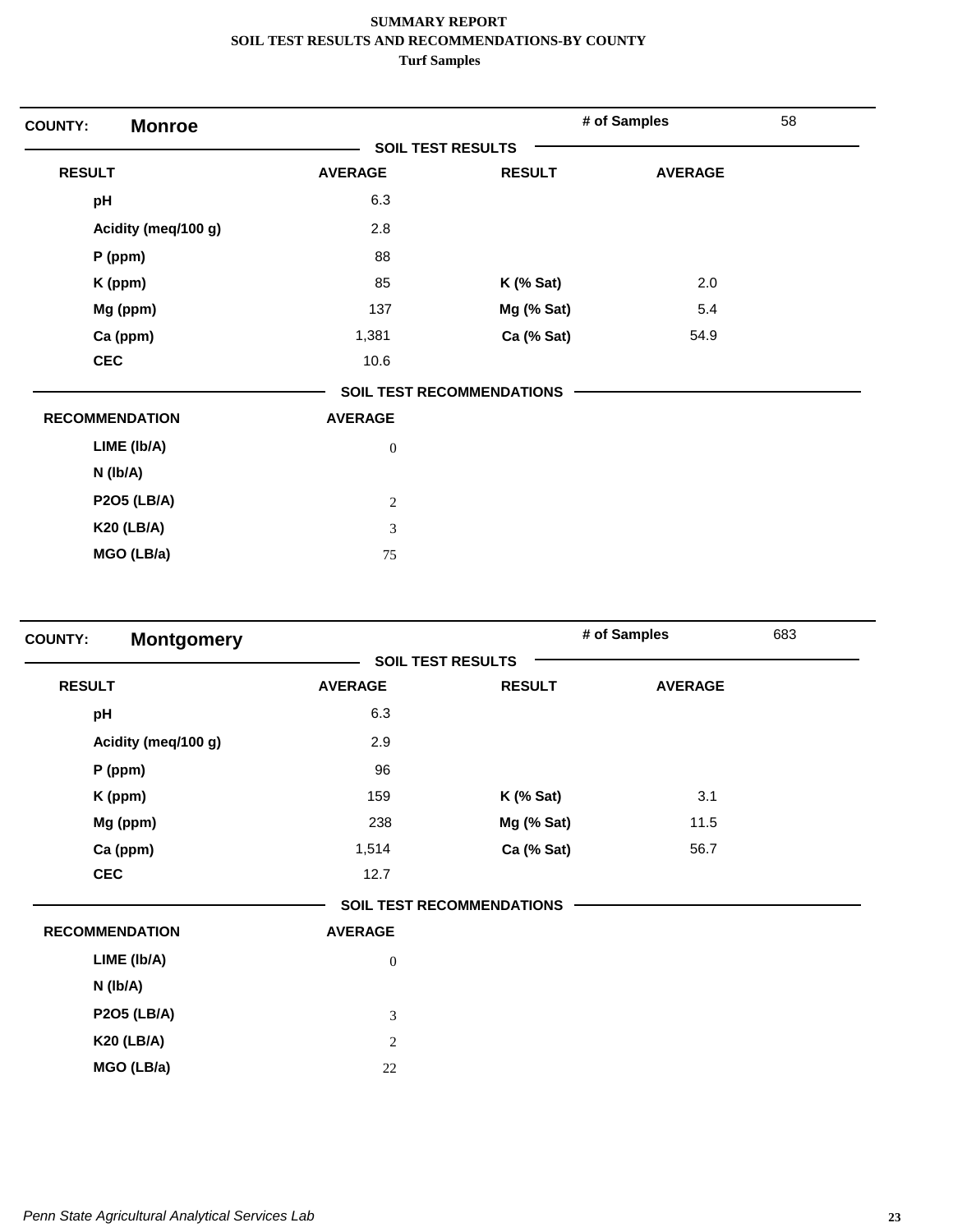**SUMMARY REPORT**
**SOIL TEST RESULTS AND RECOMMENDATIONS-BY COUNTY**
**Turf Samples**

**COUNTY: Monroe** — # of Samples: 58

**SOIL TEST RESULTS**

| RESULT | AVERAGE | RESULT | AVERAGE |
|---|---|---|---|
| pH | 6.3 | | |
| Acidity (meq/100 g) | 2.8 | | |
| P (ppm) | 88 | | |
| K (ppm) | 85 | K (% Sat) | 2.0 |
| Mg (ppm) | 137 | Mg (% Sat) | 5.4 |
| Ca (ppm) | 1,381 | Ca (% Sat) | 54.9 |
| CEC | 10.6 | | |

**SOIL TEST RECOMMENDATIONS**

| RECOMMENDATION | AVERAGE |
|---|---|
| LIME (lb/A) | 0 |
| N (lb/A) | |
| P2O5 (LB/A) | 2 |
| K20 (LB/A) | 3 |
| MGO (LB/a) | 75 |

**COUNTY: Montgomery** — # of Samples: 683

**SOIL TEST RESULTS**

| RESULT | AVERAGE | RESULT | AVERAGE |
|---|---|---|---|
| pH | 6.3 | | |
| Acidity (meq/100 g) | 2.9 | | |
| P (ppm) | 96 | | |
| K (ppm) | 159 | K (% Sat) | 3.1 |
| Mg (ppm) | 238 | Mg (% Sat) | 11.5 |
| Ca (ppm) | 1,514 | Ca (% Sat) | 56.7 |
| CEC | 12.7 | | |

**SOIL TEST RECOMMENDATIONS**

| RECOMMENDATION | AVERAGE |
|---|---|
| LIME (lb/A) | 0 |
| N (lb/A) | |
| P2O5 (LB/A) | 3 |
| K20 (LB/A) | 2 |
| MGO (LB/a) | 22 |

*Penn State Agricultural Analytical Services Lab*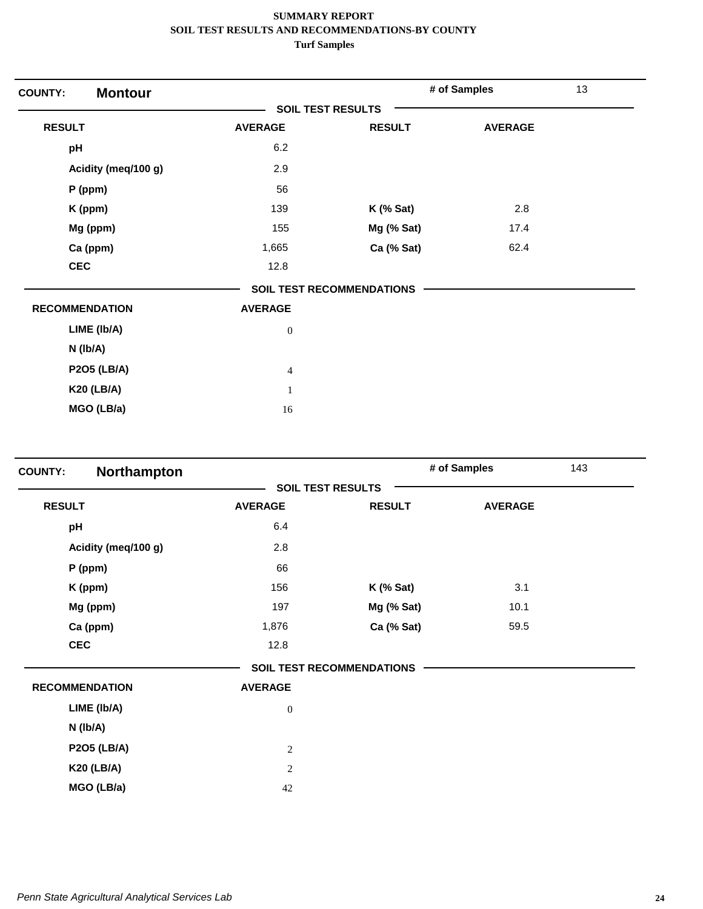**SUMMARY REPORT**
**SOIL TEST RESULTS AND RECOMMENDATIONS-BY COUNTY**
**Turf Samples**

**COUNTY:** **Montour** | **# of Samples** 13

**SOIL TEST RESULTS**

| RESULT | AVERAGE | RESULT | AVERAGE |
|---|---|---|---|
| pH | 6.2 | | |
| Acidity (meq/100 g) | 2.9 | | |
| P (ppm) | 56 | | |
| K (ppm) | 139 | K (% Sat) | 2.8 |
| Mg (ppm) | 155 | Mg (% Sat) | 17.4 |
| Ca (ppm) | 1,665 | Ca (% Sat) | 62.4 |
| CEC | 12.8 | | |

**SOIL TEST RECOMMENDATIONS**

| RECOMMENDATION | AVERAGE |
|---|---|
| LIME (lb/A) | 0 |
| N (lb/A) | |
| P2O5 (LB/A) | 4 |
| K20 (LB/A) | 1 |
| MGO (LB/a) | 16 |

**COUNTY:** **Northampton** | **# of Samples** 143

**SOIL TEST RESULTS**

| RESULT | AVERAGE | RESULT | AVERAGE |
|---|---|---|---|
| pH | 6.4 | | |
| Acidity (meq/100 g) | 2.8 | | |
| P (ppm) | 66 | | |
| K (ppm) | 156 | K (% Sat) | 3.1 |
| Mg (ppm) | 197 | Mg (% Sat) | 10.1 |
| Ca (ppm) | 1,876 | Ca (% Sat) | 59.5 |
| CEC | 12.8 | | |

**SOIL TEST RECOMMENDATIONS**

| RECOMMENDATION | AVERAGE |
|---|---|
| LIME (lb/A) | 0 |
| N (lb/A) | |
| P2O5 (LB/A) | 2 |
| K20 (LB/A) | 2 |
| MGO (LB/a) | 42 |

*Penn State Agricultural Analytical Services Lab*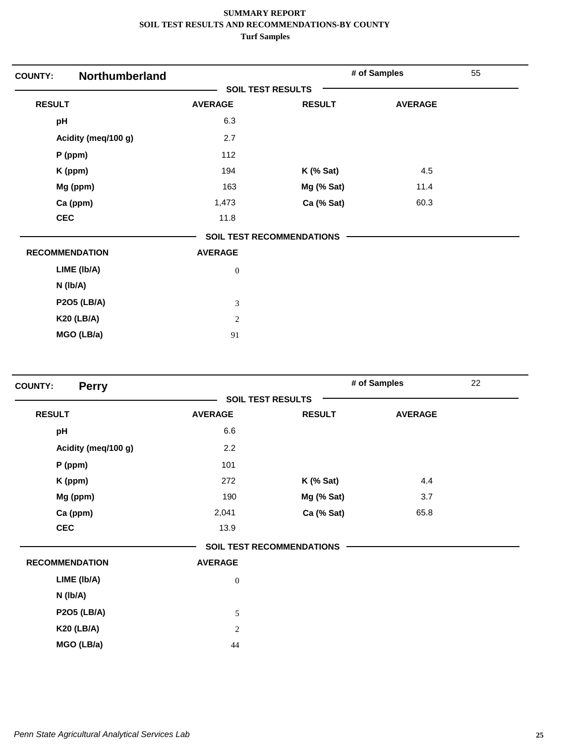**SUMMARY REPORT**
**SOIL TEST RESULTS AND RECOMMENDATIONS-BY COUNTY**
**Turf Samples**

## COUNTY: Northumberland

**# of Samples:** 55

### SOIL TEST RESULTS

| RESULT | AVERAGE | RESULT | AVERAGE |
|---|---|---|---|
| pH | 6.3 | | |
| Acidity (meq/100 g) | 2.7 | | |
| P (ppm) | 112 | | |
| K (ppm) | 194 | K (% Sat) | 4.5 |
| Mg (ppm) | 163 | Mg (% Sat) | 11.4 |
| Ca (ppm) | 1,473 | Ca (% Sat) | 60.3 |
| CEC | 11.8 | | |

### SOIL TEST RECOMMENDATIONS

| RECOMMENDATION | AVERAGE |
|---|---|
| LIME (lb/A) | 0 |
| N (lb/A) | |
| P2O5 (LB/A) | 3 |
| K20 (LB/A) | 2 |
| MGO (LB/a) | 91 |

## COUNTY: Perry

**# of Samples:** 22

### SOIL TEST RESULTS

| RESULT | AVERAGE | RESULT | AVERAGE |
|---|---|---|---|
| pH | 6.6 | | |
| Acidity (meq/100 g) | 2.2 | | |
| P (ppm) | 101 | | |
| K (ppm) | 272 | K (% Sat) | 4.4 |
| Mg (ppm) | 190 | Mg (% Sat) | 3.7 |
| Ca (ppm) | 2,041 | Ca (% Sat) | 65.8 |
| CEC | 13.9 | | |

### SOIL TEST RECOMMENDATIONS

| RECOMMENDATION | AVERAGE |
|---|---|
| LIME (lb/A) | 0 |
| N (lb/A) | |
| P2O5 (LB/A) | 5 |
| K20 (LB/A) | 2 |
| MGO (LB/a) | 44 |

*Penn State Agricultural Analytical Services Lab*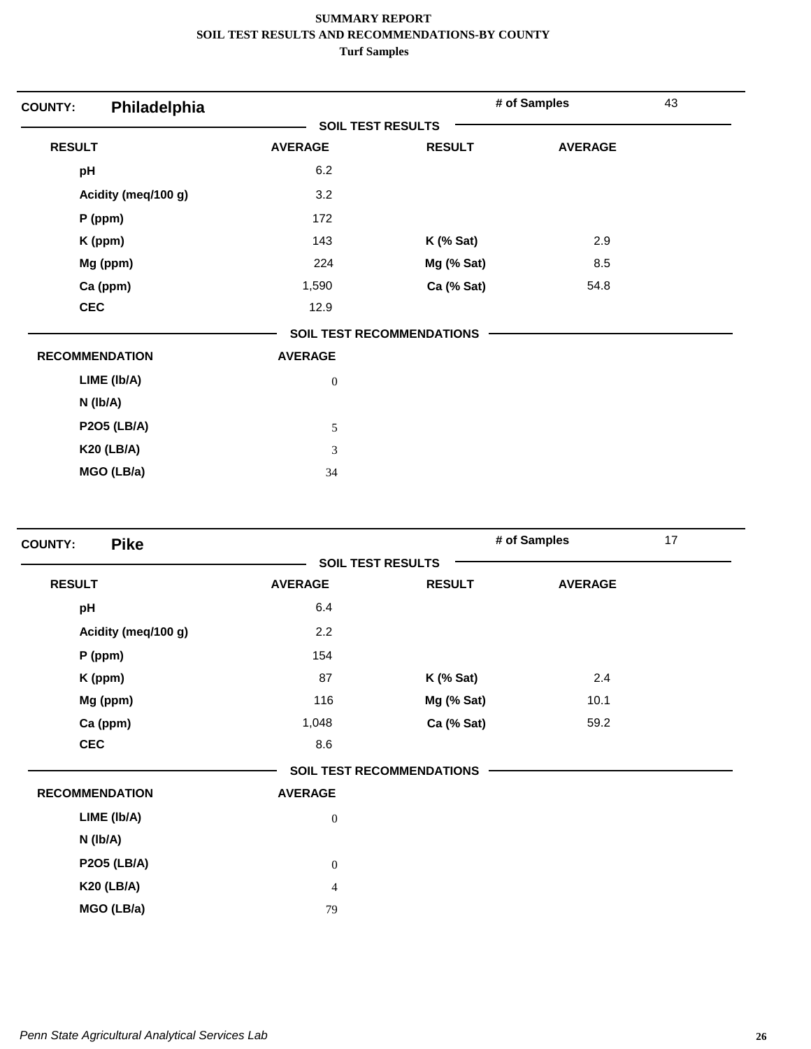**SUMMARY REPORT**
**SOIL TEST RESULTS AND RECOMMENDATIONS-BY COUNTY**
**Turf Samples**

## COUNTY: Philadelphia

**# of Samples:** 43

### SOIL TEST RESULTS

| RESULT | AVERAGE | RESULT | AVERAGE |
|---|---|---|---|
| pH | 6.2 | | |
| Acidity (meq/100 g) | 3.2 | | |
| P (ppm) | 172 | | |
| K (ppm) | 143 | K (% Sat) | 2.9 |
| Mg (ppm) | 224 | Mg (% Sat) | 8.5 |
| Ca (ppm) | 1,590 | Ca (% Sat) | 54.8 |
| CEC | 12.9 | | |

### SOIL TEST RECOMMENDATIONS

| RECOMMENDATION | AVERAGE |
|---|---|
| LIME (lb/A) | 0 |
| N (lb/A) | |
| P2O5 (LB/A) | 5 |
| K20 (LB/A) | 3 |
| MGO (LB/a) | 34 |

## COUNTY: Pike

**# of Samples:** 17

### SOIL TEST RESULTS

| RESULT | AVERAGE | RESULT | AVERAGE |
|---|---|---|---|
| pH | 6.4 | | |
| Acidity (meq/100 g) | 2.2 | | |
| P (ppm) | 154 | | |
| K (ppm) | 87 | K (% Sat) | 2.4 |
| Mg (ppm) | 116 | Mg (% Sat) | 10.1 |
| Ca (ppm) | 1,048 | Ca (% Sat) | 59.2 |
| CEC | 8.6 | | |

### SOIL TEST RECOMMENDATIONS

| RECOMMENDATION | AVERAGE |
|---|---|
| LIME (lb/A) | 0 |
| N (lb/A) | |
| P2O5 (LB/A) | 0 |
| K20 (LB/A) | 4 |
| MGO (LB/a) | 79 |

*Penn State Agricultural Analytical Services Lab*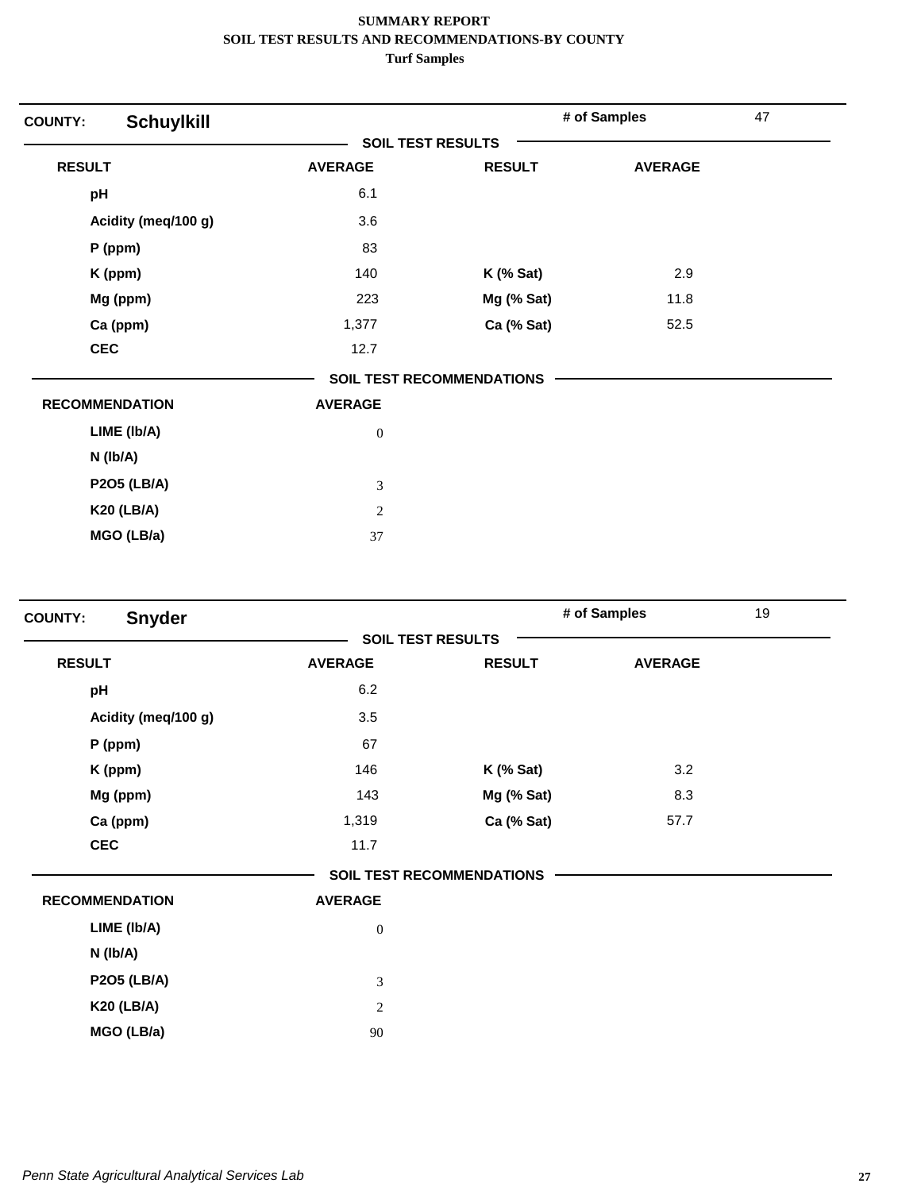**SUMMARY REPORT**
**SOIL TEST RESULTS AND RECOMMENDATIONS-BY COUNTY**
**Turf Samples**

**COUNTY: Schuylkill** — **# of Samples** 47

**SOIL TEST RESULTS**

| RESULT | AVERAGE | RESULT | AVERAGE |
|---|---|---|---|
| pH | 6.1 | | |
| Acidity (meq/100 g) | 3.6 | | |
| P (ppm) | 83 | | |
| K (ppm) | 140 | K (% Sat) | 2.9 |
| Mg (ppm) | 223 | Mg (% Sat) | 11.8 |
| Ca (ppm) | 1,377 | Ca (% Sat) | 52.5 |
| CEC | 12.7 | | |

**SOIL TEST RECOMMENDATIONS**

| RECOMMENDATION | AVERAGE |
|---|---|
| LIME (lb/A) | 0 |
| N (lb/A) | |
| P2O5 (LB/A) | 3 |
| K20 (LB/A) | 2 |
| MGO (LB/a) | 37 |

**COUNTY: Snyder** — **# of Samples** 19

**SOIL TEST RESULTS**

| RESULT | AVERAGE | RESULT | AVERAGE |
|---|---|---|---|
| pH | 6.2 | | |
| Acidity (meq/100 g) | 3.5 | | |
| P (ppm) | 67 | | |
| K (ppm) | 146 | K (% Sat) | 3.2 |
| Mg (ppm) | 143 | Mg (% Sat) | 8.3 |
| Ca (ppm) | 1,319 | Ca (% Sat) | 57.7 |
| CEC | 11.7 | | |

**SOIL TEST RECOMMENDATIONS**

| RECOMMENDATION | AVERAGE |
|---|---|
| LIME (lb/A) | 0 |
| N (lb/A) | |
| P2O5 (LB/A) | 3 |
| K20 (LB/A) | 2 |
| MGO (LB/a) | 90 |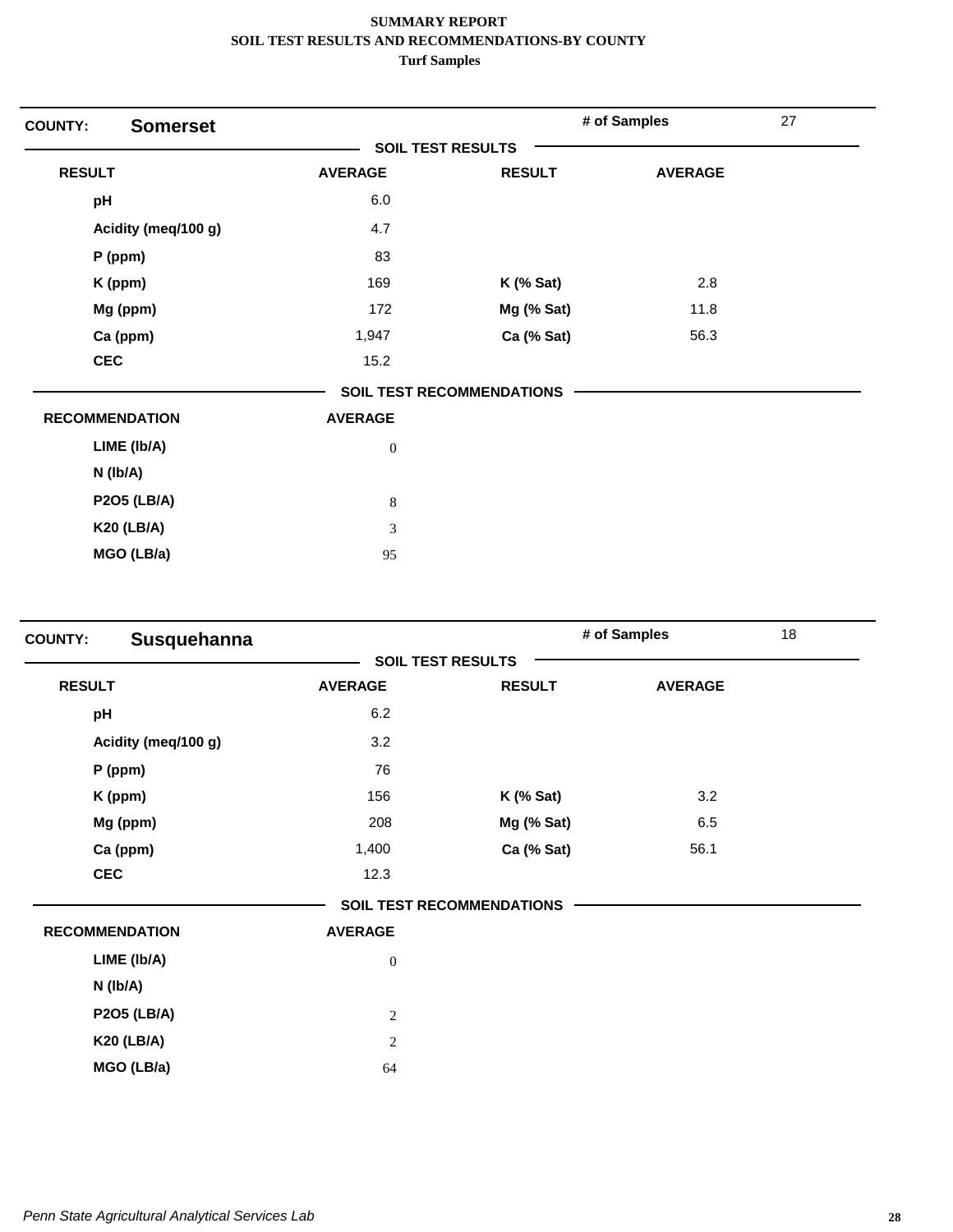**SUMMARY REPORT**
**SOIL TEST RESULTS AND RECOMMENDATIONS-BY COUNTY**
**Turf Samples**

**COUNTY: Somerset** — **# of Samples** 27

**SOIL TEST RESULTS**

| RESULT | AVERAGE | RESULT | AVERAGE |
|---|---|---|---|
| pH | 6.0 | | |
| Acidity (meq/100 g) | 4.7 | | |
| P (ppm) | 83 | | |
| K (ppm) | 169 | K (% Sat) | 2.8 |
| Mg (ppm) | 172 | Mg (% Sat) | 11.8 |
| Ca (ppm) | 1,947 | Ca (% Sat) | 56.3 |
| CEC | 15.2 | | |

**SOIL TEST RECOMMENDATIONS**

| RECOMMENDATION | AVERAGE |
|---|---|
| LIME (lb/A) | 0 |
| N (lb/A) | |
| P2O5 (LB/A) | 8 |
| K20 (LB/A) | 3 |
| MGO (LB/a) | 95 |

**COUNTY: Susquehanna** — **# of Samples** 18

**SOIL TEST RESULTS**

| RESULT | AVERAGE | RESULT | AVERAGE |
|---|---|---|---|
| pH | 6.2 | | |
| Acidity (meq/100 g) | 3.2 | | |
| P (ppm) | 76 | | |
| K (ppm) | 156 | K (% Sat) | 3.2 |
| Mg (ppm) | 208 | Mg (% Sat) | 6.5 |
| Ca (ppm) | 1,400 | Ca (% Sat) | 56.1 |
| CEC | 12.3 | | |

**SOIL TEST RECOMMENDATIONS**

| RECOMMENDATION | AVERAGE |
|---|---|
| LIME (lb/A) | 0 |
| N (lb/A) | |
| P2O5 (LB/A) | 2 |
| K20 (LB/A) | 2 |
| MGO (LB/a) | 64 |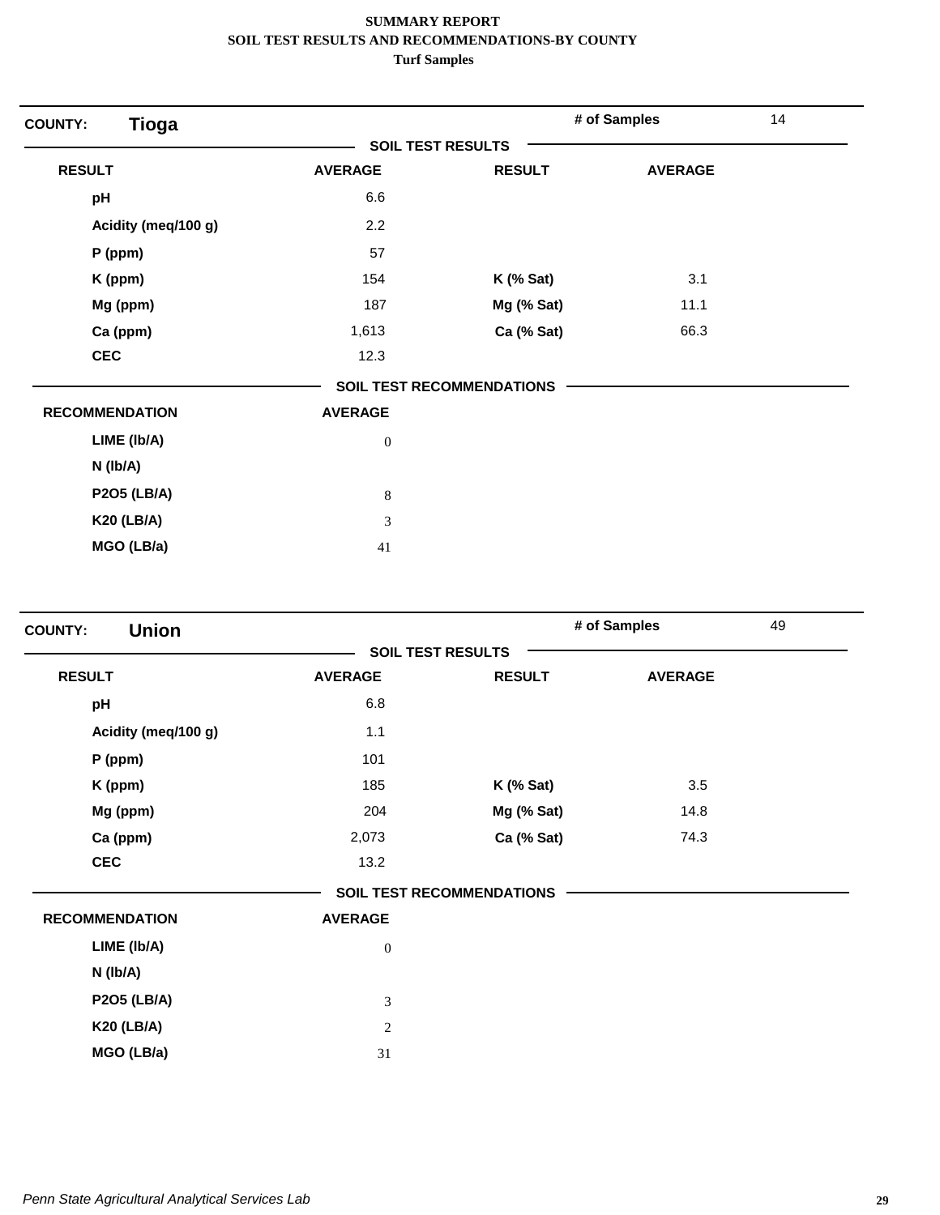**SUMMARY REPORT**
**SOIL TEST RESULTS AND RECOMMENDATIONS-BY COUNTY**
**Turf Samples**

## COUNTY: Tioga

**# of Samples** 14

### SOIL TEST RESULTS

| RESULT | AVERAGE | RESULT | AVERAGE |
|---|---|---|---|
| pH | 6.6 | | |
| Acidity (meq/100 g) | 2.2 | | |
| P (ppm) | 57 | | |
| K (ppm) | 154 | K (% Sat) | 3.1 |
| Mg (ppm) | 187 | Mg (% Sat) | 11.1 |
| Ca (ppm) | 1,613 | Ca (% Sat) | 66.3 |
| CEC | 12.3 | | |

### SOIL TEST RECOMMENDATIONS

| RECOMMENDATION | AVERAGE |
|---|---|
| LIME (lb/A) | 0 |
| N (lb/A) | |
| P2O5 (LB/A) | 8 |
| K20 (LB/A) | 3 |
| MGO (LB/a) | 41 |

## COUNTY: Union

**# of Samples** 49

### SOIL TEST RESULTS

| RESULT | AVERAGE | RESULT | AVERAGE |
|---|---|---|---|
| pH | 6.8 | | |
| Acidity (meq/100 g) | 1.1 | | |
| P (ppm) | 101 | | |
| K (ppm) | 185 | K (% Sat) | 3.5 |
| Mg (ppm) | 204 | Mg (% Sat) | 14.8 |
| Ca (ppm) | 2,073 | Ca (% Sat) | 74.3 |
| CEC | 13.2 | | |

### SOIL TEST RECOMMENDATIONS

| RECOMMENDATION | AVERAGE |
|---|---|
| LIME (lb/A) | 0 |
| N (lb/A) | |
| P2O5 (LB/A) | 3 |
| K20 (LB/A) | 2 |
| MGO (LB/a) | 31 |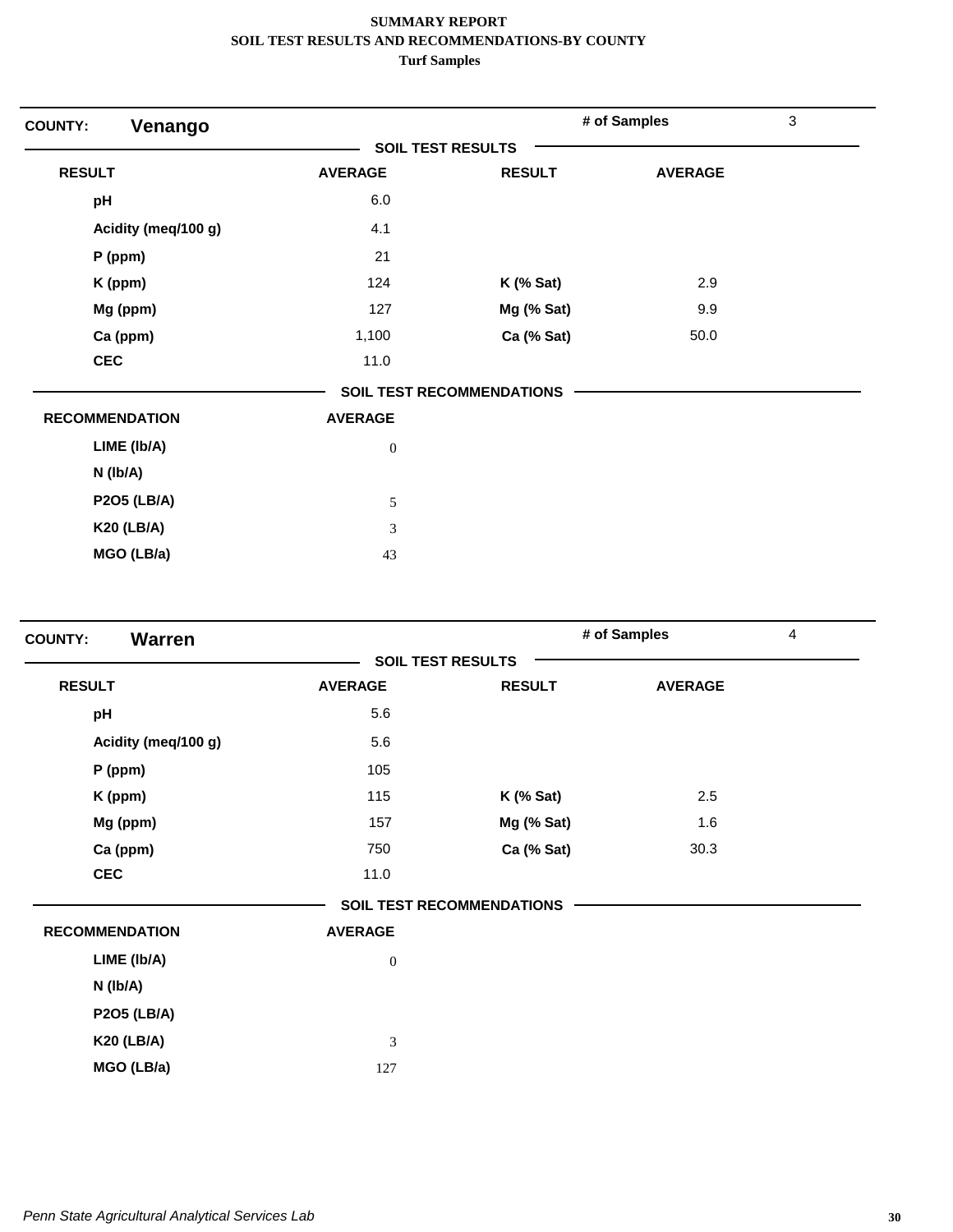**SUMMARY REPORT**
**SOIL TEST RESULTS AND RECOMMENDATIONS-BY COUNTY**
**Turf Samples**

## COUNTY: Venango

**# of Samples** 3

### SOIL TEST RESULTS

| RESULT | AVERAGE | RESULT | AVERAGE |
|---|---|---|---|
| pH | 6.0 | | |
| Acidity (meq/100 g) | 4.1 | | |
| P (ppm) | 21 | | |
| K (ppm) | 124 | K (% Sat) | 2.9 |
| Mg (ppm) | 127 | Mg (% Sat) | 9.9 |
| Ca (ppm) | 1,100 | Ca (% Sat) | 50.0 |
| CEC | 11.0 | | |

### SOIL TEST RECOMMENDATIONS

| RECOMMENDATION | AVERAGE |
|---|---|
| LIME (lb/A) | 0 |
| N (lb/A) | |
| P2O5 (LB/A) | 5 |
| K20 (LB/A) | 3 |
| MGO (LB/a) | 43 |

## COUNTY: Warren

**# of Samples** 4

### SOIL TEST RESULTS

| RESULT | AVERAGE | RESULT | AVERAGE |
|---|---|---|---|
| pH | 5.6 | | |
| Acidity (meq/100 g) | 5.6 | | |
| P (ppm) | 105 | | |
| K (ppm) | 115 | K (% Sat) | 2.5 |
| Mg (ppm) | 157 | Mg (% Sat) | 1.6 |
| Ca (ppm) | 750 | Ca (% Sat) | 30.3 |
| CEC | 11.0 | | |

### SOIL TEST RECOMMENDATIONS

| RECOMMENDATION | AVERAGE |
|---|---|
| LIME (lb/A) | 0 |
| N (lb/A) | |
| P2O5 (LB/A) | |
| K20 (LB/A) | 3 |
| MGO (LB/a) | 127 |

*Penn State Agricultural Analytical Services Lab*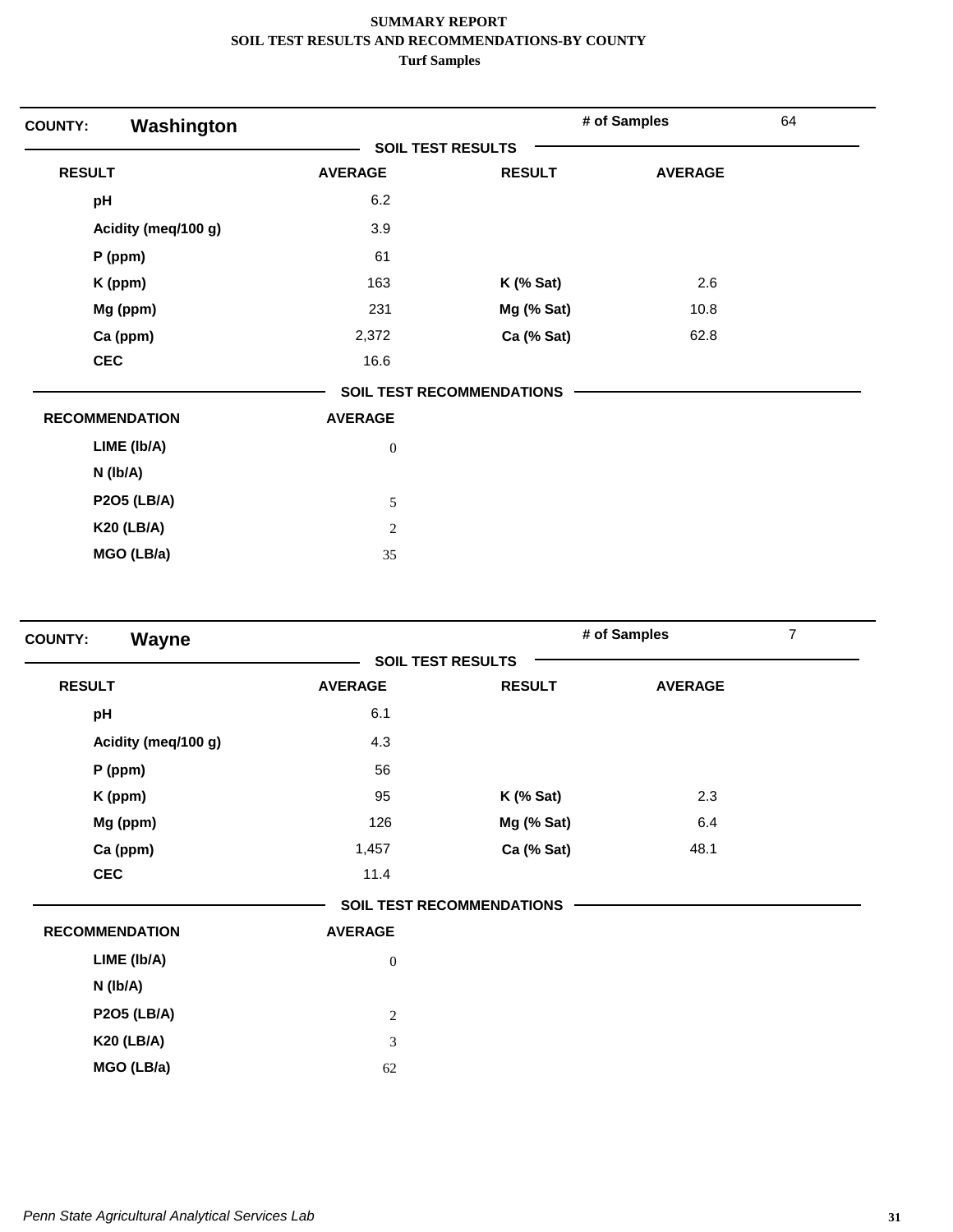**SUMMARY REPORT**
**SOIL TEST RESULTS AND RECOMMENDATIONS-BY COUNTY**
**Turf Samples**

**COUNTY:** **Washington** | **# of Samples** 64

**SOIL TEST RESULTS**

| RESULT | AVERAGE | RESULT | AVERAGE |
|---|---|---|---|
| pH | 6.2 | | |
| Acidity (meq/100 g) | 3.9 | | |
| P (ppm) | 61 | | |
| K (ppm) | 163 | K (% Sat) | 2.6 |
| Mg (ppm) | 231 | Mg (% Sat) | 10.8 |
| Ca (ppm) | 2,372 | Ca (% Sat) | 62.8 |
| CEC | 16.6 | | |

**SOIL TEST RECOMMENDATIONS**

| RECOMMENDATION | AVERAGE |
|---|---|
| LIME (lb/A) | 0 |
| N (lb/A) | |
| P2O5 (LB/A) | 5 |
| K20 (LB/A) | 2 |
| MGO (LB/a) | 35 |

**COUNTY:** **Wayne** | **# of Samples** 7

**SOIL TEST RESULTS**

| RESULT | AVERAGE | RESULT | AVERAGE |
|---|---|---|---|
| pH | 6.1 | | |
| Acidity (meq/100 g) | 4.3 | | |
| P (ppm) | 56 | | |
| K (ppm) | 95 | K (% Sat) | 2.3 |
| Mg (ppm) | 126 | Mg (% Sat) | 6.4 |
| Ca (ppm) | 1,457 | Ca (% Sat) | 48.1 |
| CEC | 11.4 | | |

**SOIL TEST RECOMMENDATIONS**

| RECOMMENDATION | AVERAGE |
|---|---|
| LIME (lb/A) | 0 |
| N (lb/A) | |
| P2O5 (LB/A) | 2 |
| K20 (LB/A) | 3 |
| MGO (LB/a) | 62 |

*Penn State Agricultural Analytical Services Lab*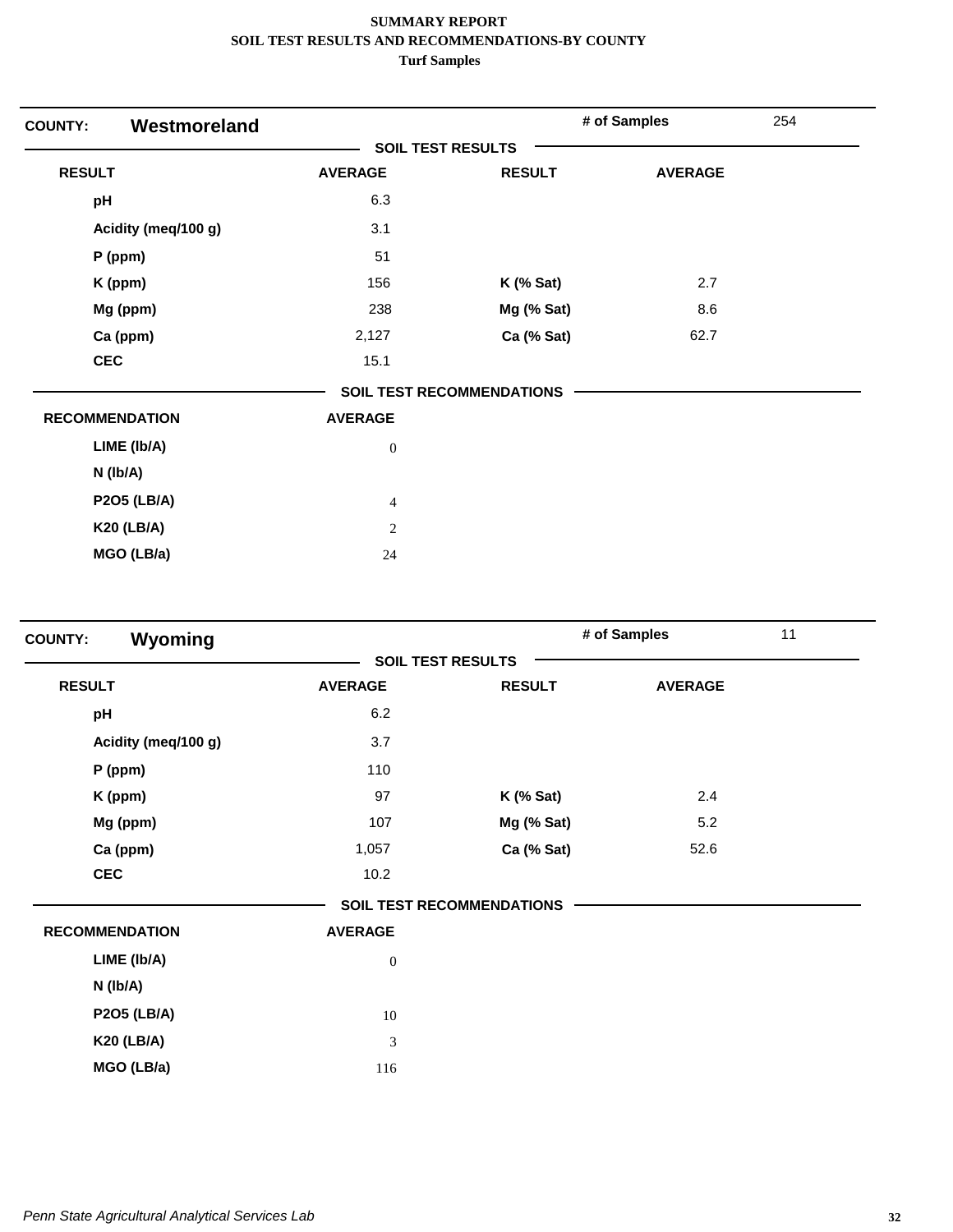**SUMMARY REPORT**
**SOIL TEST RESULTS AND RECOMMENDATIONS-BY COUNTY**
**Turf Samples**

**COUNTY:** **Westmoreland** | **# of Samples** 254

**SOIL TEST RESULTS**

| RESULT | AVERAGE | RESULT | AVERAGE |
|---|---|---|---|
| pH | 6.3 | | |
| Acidity (meq/100 g) | 3.1 | | |
| P (ppm) | 51 | | |
| K (ppm) | 156 | K (% Sat) | 2.7 |
| Mg (ppm) | 238 | Mg (% Sat) | 8.6 |
| Ca (ppm) | 2,127 | Ca (% Sat) | 62.7 |
| CEC | 15.1 | | |

**SOIL TEST RECOMMENDATIONS**

| RECOMMENDATION | AVERAGE |
|---|---|
| LIME (lb/A) | 0 |
| N (lb/A) | |
| P2O5 (LB/A) | 4 |
| K20 (LB/A) | 2 |
| MGO (LB/a) | 24 |

**COUNTY:** **Wyoming** | **# of Samples** 11

**SOIL TEST RESULTS**

| RESULT | AVERAGE | RESULT | AVERAGE |
|---|---|---|---|
| pH | 6.2 | | |
| Acidity (meq/100 g) | 3.7 | | |
| P (ppm) | 110 | | |
| K (ppm) | 97 | K (% Sat) | 2.4 |
| Mg (ppm) | 107 | Mg (% Sat) | 5.2 |
| Ca (ppm) | 1,057 | Ca (% Sat) | 52.6 |
| CEC | 10.2 | | |

**SOIL TEST RECOMMENDATIONS**

| RECOMMENDATION | AVERAGE |
|---|---|
| LIME (lb/A) | 0 |
| N (lb/A) | |
| P2O5 (LB/A) | 10 |
| K20 (LB/A) | 3 |
| MGO (LB/a) | 116 |

*Penn State Agricultural Analytical Services Lab*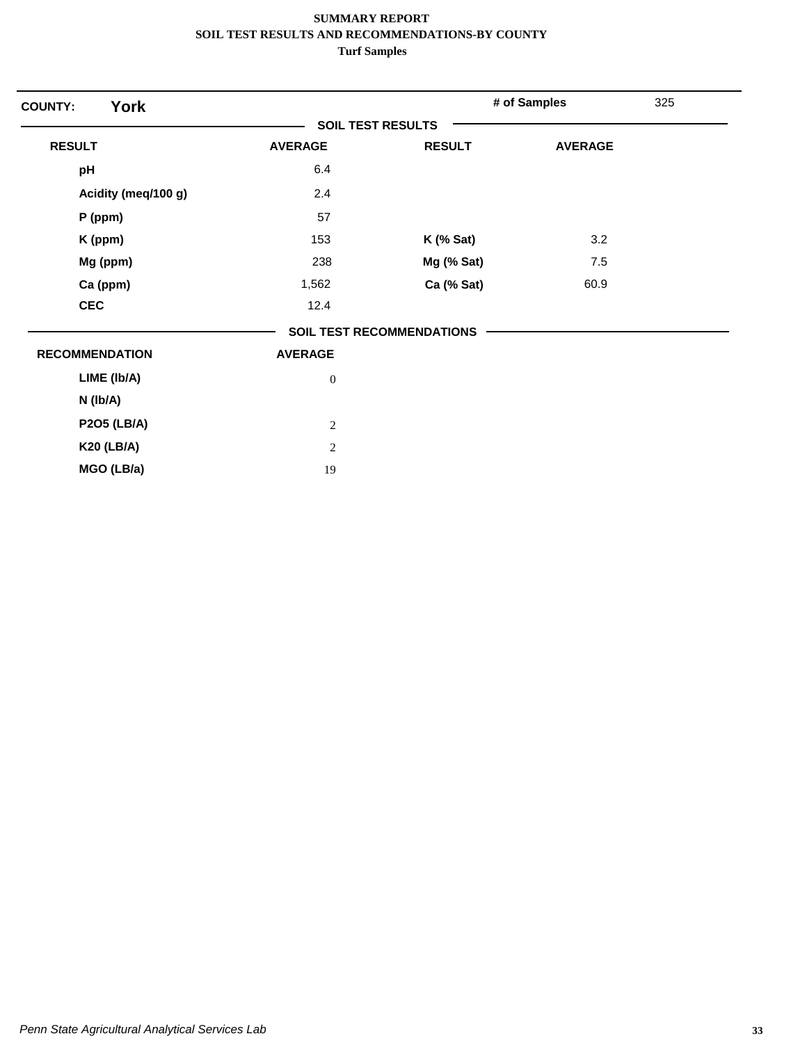# SUMMARY REPORT
## SOIL TEST RESULTS AND RECOMMENDATIONS-BY COUNTY
### Turf Samples

**COUNTY:** **York** | **# of Samples** 325

**SOIL TEST RESULTS**

| RESULT | AVERAGE | RESULT | AVERAGE |
|---|---|---|---|
| pH | 6.4 | | |
| Acidity (meq/100 g) | 2.4 | | |
| P (ppm) | 57 | | |
| K (ppm) | 153 | K (% Sat) | 3.2 |
| Mg (ppm) | 238 | Mg (% Sat) | 7.5 |
| Ca (ppm) | 1,562 | Ca (% Sat) | 60.9 |
| CEC | 12.4 | | |

**SOIL TEST RECOMMENDATIONS**

| RECOMMENDATION | AVERAGE |
|---|---|
| LIME (lb/A) | 0 |
| N (lb/A) | |
| P2O5 (LB/A) | 2 |
| K20 (LB/A) | 2 |
| MGO (LB/a) | 19 |

*Penn State Agricultural Analytical Services Lab*